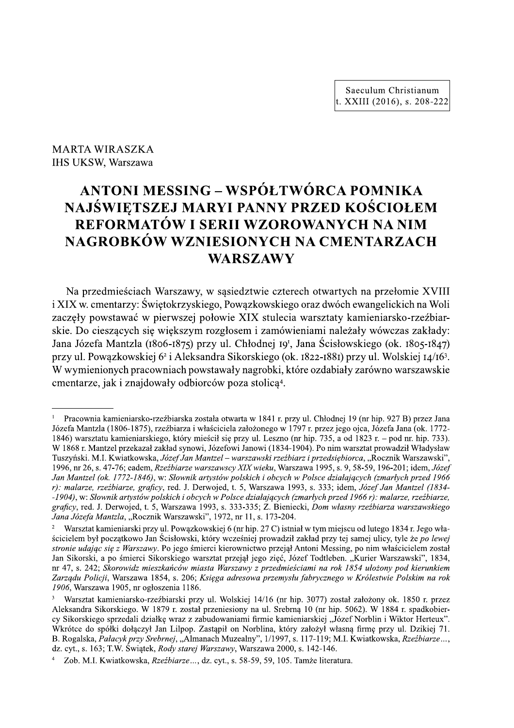MARTA WIRASZKA
IHS UKSW, Warszawa

# ANTONI MESSING – WSPÓŁTWÓRCA POMNIKA NAJŚWIĘTSZEJ MARYI PANNY PRZED KOŚCIOŁEM REFORMATÓW I SERII WZOROWANYCH NA NIM NAGROBKÓW WZNIESIONYCH NA CMENTARZACH WARSZAWY

Na przedmieściach Warszawy, w sąsiedztwie czterech otwartych na przełomie XVIII i XIX w. cmentarzy: Świętokrzyskiego, Powązkowskiego oraz dwóch ewangelickich na Woli zaczęły powstawać w pierwszej połowie XIX stulecia warsztaty kamieniarsko-rzeźbiarskie. Do cieszących się większym rozgłosem i zamówieniami należały wówczas zakłady: Jana Józefa Mantzla (1806-1875) przy ul. Chłodnej 19[1], Jana Ścisłowskiego (ok. 1805-1847) przy ul. Powązkowskiej 6[2] i Aleksandra Sikorskiego (ok. 1822-1881) przy ul. Wolskiej 14/16[3]. W wymienionych pracowniach powstawały nagrobki, które ozdabiały zarówno warszawskie cmentarze, jak i znajdowały odbiorców poza stolicą[4].

---

[1] Pracownia kamieniarsko-rzeźbiarska została otwarta w 1841 r. przy ul. Chłodnej 19 (nr hip. 927 B) przez Jana Józefa Mantzla (1806-1875), rzeźbiarza i właściciela założonego w 1797 r. przez jego ojca, Józefa Jana (ok. 1772-1846) warsztatu kamieniarskiego, który mieścił się przy ul. Leszno (nr hip. 735, a od 1823 r. – pod nr. hip. 733). W 1868 r. Mantzel przekazał zakład synowi, Józefowi Janowi (1834-1904). Po nim warsztat prowadził Władysław Tuszyński. M.I. Kwiatkowska, *Józef Jan Mantzel – warszawski rzeźbiarz i przedsiębiorca*, „Rocznik Warszawski", 1996, nr 26, s. 47-76; eadem, *Rzeźbiarze warszawscy XIX wieku*, Warszawa 1995, s. 9, 58-59, 196-201; idem, *Józef Jan Mantzel (ok. 1772-1846)*, w: *Słownik artystów polskich i obcych w Polsce działających (zmarłych przed 1966 r): malarze, rzeźbiarze, graficy*, red. J. Derwojed, t. 5, Warszawa 1993, s. 333; idem, *Józef Jan Mantzel (1834--1904)*, w: *Słownik artystów polskich i obcych w Polsce działających (zmarłych przed 1966 r): malarze, rzeźbiarze, graficy*, red. J. Derwojed, t. 5, Warszawa 1993, s. 333-335; Z. Bieniecki, *Dom własny rzeźbiarza warszawskiego Jana Józefa Mantzla*, „Rocznik Warszawski", 1972, nr 11, s. 173-204.

[2] Warsztat kamieniarski przy ul. Powązkowskiej 6 (nr hip. 27 C) istniał w tym miejscu od lutego 1834 r. Jego właścicielem był początkowo Jan Ścisłowski, który wcześniej prowadził zakład przy tej samej ulicy, tyle że *po lewej stronie udając się z Warszawy*. Po jego śmierci kierownictwo przejął Antoni Messing, po nim właścicielem został Jan Sikorski, a po śmierci Sikorskiego warsztat przejął jego zięć, Józef Todtleben. „Kurier Warszawski", 1834, nr 47, s. 242; *Skorowidz mieszkańców miasta Warszawy z przedmieściami na rok 1854 ułożony pod kierunkiem Zarządu Policji*, Warszawa 1854, s. 206; *Księga adresowa przemysłu fabrycznego w Królestwie Polskim na rok 1906*, Warszawa 1905, nr ogłoszenia 1186.

[3] Warsztat kamieniarsko-rzeźbiarski przy ul. Wolskiej 14/16 (nr hip. 3077) został założony ok. 1850 r. przez Aleksandra Sikorskiego. W 1879 r. został przeniesiony na ul. Srebrną 10 (nr hip. 5062). W 1884 r. spadkobiercy Sikorskiego sprzedali działkę wraz z zabudowaniami firmie kamieniarskiej „Józef Norblin i Wiktor Herteux". Wkrótce do spółki dołączył Jan Lilpop. Zastąpił on Norblina, który założył własną firmę przy ul. Dzikiej 71. B. Rogalska, *Pałacyk przy Srebrnej*, „Almanach Muzealny", 1/1997, s. 117-119; M.I. Kwiatkowska, *Rzeźbiarze...*, dz. cyt., s. 163; T.W. Świątek, *Rody starej Warszawy*, Warszawa 2000, s. 142-146.

[4] Zob. M.I. Kwiatkowska, *Rzeźbiarze...*, dz. cyt., s. 58-59, 59, 105. Tamże literatura.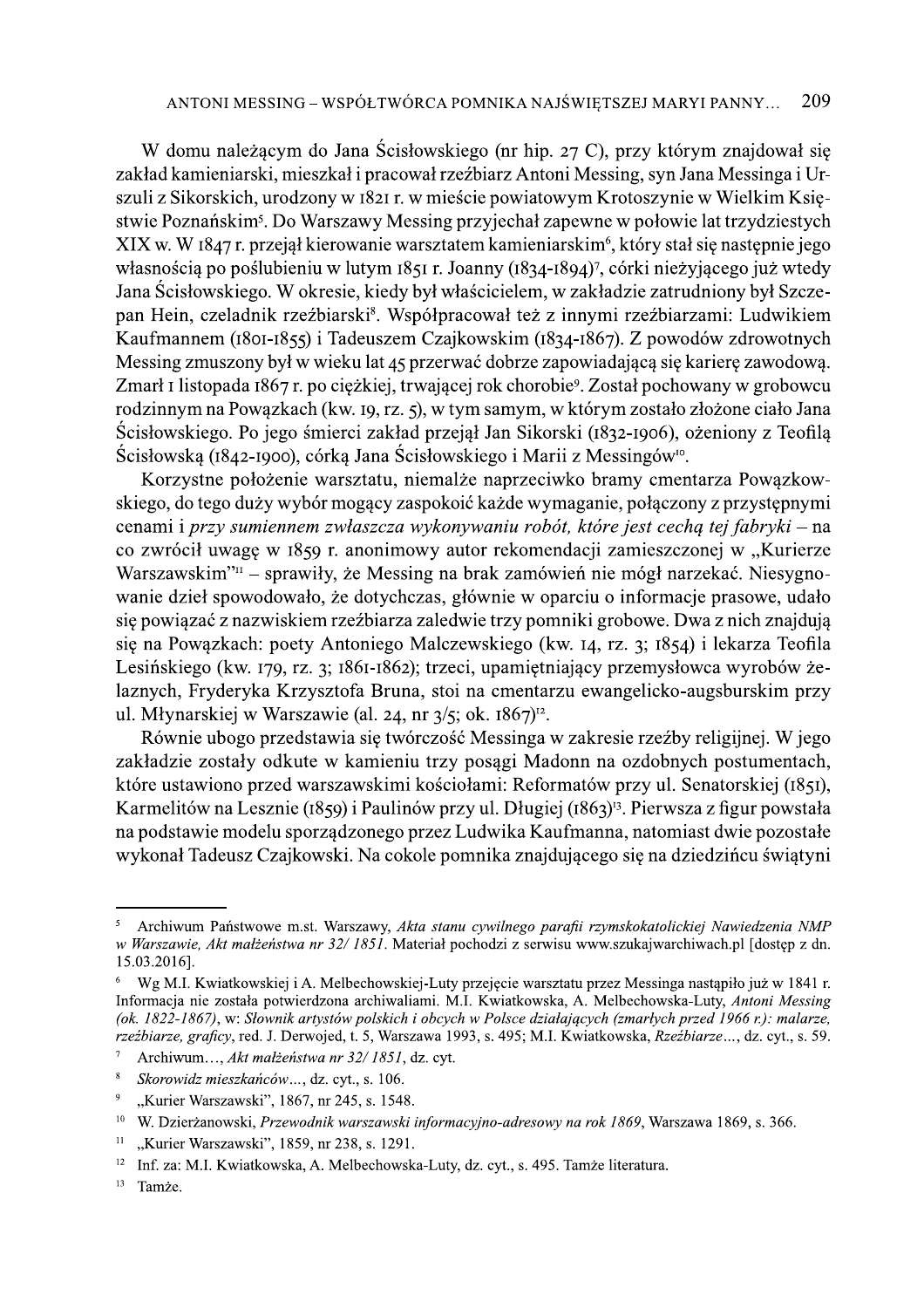W domu należącym do Jana Ścisłowskiego (nr hip. 27 C), przy którym znajdował się zakład kamieniarski, mieszkał i pracował rzeźbiarz Antoni Messing, syn Jana Messinga i Urszuli z Sikorskich, urodzony w 1821 r. w mieście powiatowym Krotoszynie w Wielkim Księstwie Poznańskim[5]. Do Warszawy Messing przyjechał zapewne w połowie lat trzydziestych XIX w. W 1847 r. przejął kierowanie warsztatem kamieniarskim[6], który stał się następnie jego własnością po poślubieniu w lutym 1851 r. Joanny (1834-1894)[7], córki nieżyjącego już wtedy Jana Ścisłowskiego. W okresie, kiedy był właścicielem, w zakładzie zatrudniony był Szczepan Hein, czeladnik rzeźbiarski[8]. Współpracował też z innymi rzeźbiarzami: Ludwikiem Kaufmannem (1801-1855) i Tadeuszem Czajkowskim (1834-1867). Z powodów zdrowotnych Messing zmuszony był w wieku lat 45 przerwać dobrze zapowiadającą się karierę zawodową. Zmarł 1 listopada 1867 r. po ciężkiej, trwającej rok chorobie[9]. Został pochowany w grobowcu rodzinnym na Powązkach (kw. 19, rz. 5), w tym samym, w którym zostało złożone ciało Jana Ścisłowskiego. Po jego śmierci zakład przejął Jan Sikorski (1832-1906), ożeniony z Teofilą Ścisłowską (1842-1900), córką Jana Ścisłowskiego i Marii z Messingów[10].

Korzystne położenie warsztatu, niemalże naprzeciwko bramy cmentarza Powązkowskiego, do tego duży wybór mogący zaspokoić każde wymaganie, połączony z przystępnymi cenami i *przy sumiennem zwłaszcza wykonywaniu robót, które jest cechą tej fabryki* – na co zwrócił uwagę w 1859 r. anonimowy autor rekomendacji zamieszczonej w „Kurierze Warszawskim"[11] – sprawiły, że Messing na brak zamówień nie mógł narzekać. Niesygnowanie dzieł spowodowało, że dotychczas, głównie w oparciu o informacje prasowe, udało się powiązać z nazwiskiem rzeźbiarza zaledwie trzy pomniki grobowe. Dwa z nich znajdują się na Powązkach: poety Antoniego Malczewskiego (kw. 14, rz. 3; 1854) i lekarza Teofila Lesińskiego (kw. 179, rz. 3; 1861-1862); trzeci, upamiętniający przemysłowca wyrobów żelaznych, Fryderyka Krzysztofa Bruna, stoi na cmentarzu ewangelicko-augsburskim przy ul. Młynarskiej w Warszawie (al. 24, nr 3/5; ok. 1867)[12].

Równie ubogo przedstawia się twórczość Messinga w zakresie rzeźby religijnej. W jego zakładzie zostały odkute w kamieniu trzy posągi Madonn na ozdobnych postumentach, które ustawiono przed warszawskimi kościołami: Reformatów przy ul. Senatorskiej (1851), Karmelitów na Lesznie (1859) i Paulinów przy ul. Długiej (1863)[13]. Pierwsza z figur powstała na podstawie modelu sporządzonego przez Ludwika Kaufmanna, natomiast dwie pozostałe wykonał Tadeusz Czajkowski. Na cokole pomnika znajdującego się na dziedzińcu świątyni

---

[5] Archiwum Państwowe m.st. Warszawy, *Akta stanu cywilnego parafii rzymskokatolickiej Nawiedzenia NMP w Warszawie, Akt małżeństwa nr 32/ 1851*. Materiał pochodzi z serwisu www.szukajwarchiwach.pl [dostęp z dn. 15.03.2016].

[6] Wg M.I. Kwiatkowskiej i A. Melbechowskiej-Luty przejęcie warsztatu przez Messinga nastąpiło już w 1841 r. Informacja nie została potwierdzona archiwaliami. M.I. Kwiatkowska, A. Melbechowska-Luty, *Antoni Messing (ok. 1822-1867)*, w: *Słownik artystów polskich i obcych w Polsce działających (zmarłych przed 1966 r.): malarze, rzeźbiarze, graficy*, red. J. Derwojed, t. 5, Warszawa 1993, s. 495; M.I. Kwiatkowska, *Rzeźbiarze…*, dz. cyt., s. 59.

[7] Archiwum…, *Akt małżeństwa nr 32/ 1851*, dz. cyt.

[8] *Skorowidz mieszkańców…*, dz. cyt., s. 106.

[9] „Kurier Warszawski", 1867, nr 245, s. 1548.

[10] W. Dzierżanowski, *Przewodnik warszawski informacyjno-adresowy na rok 1869*, Warszawa 1869, s. 366.

[11] „Kurier Warszawski", 1859, nr 238, s. 1291.

[12] Inf. za: M.I. Kwiatkowska, A. Melbechowska-Luty, dz. cyt., s. 495. Tamże literatura.

[13] Tamże.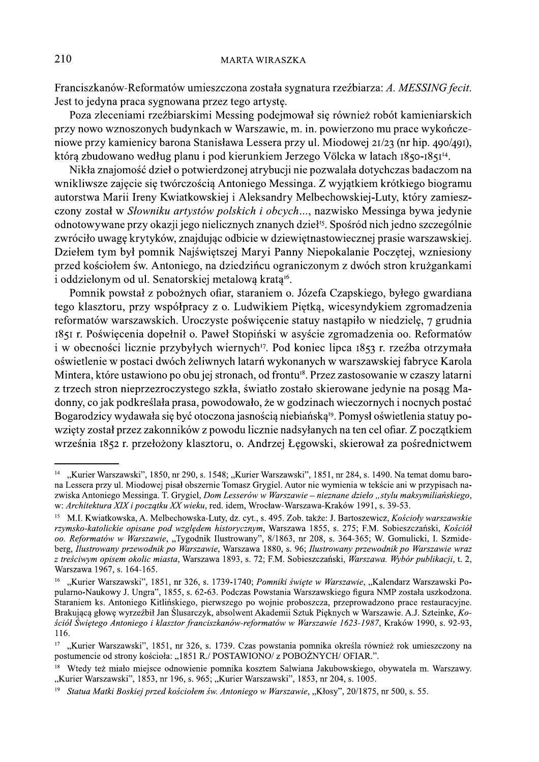Franciszkanów-Reformatów umieszczona została sygnatura rzeźbiarza: *A. MESSING fecit*. Jest to jedyna praca sygnowana przez tego artystę.

Poza zleceniami rzeźbiarskimi Messing podejmował się również robót kamieniarskich przy nowo wznoszonych budynkach w Warszawie, m. in. powierzono mu prace wykończeniowe przy kamienicy barona Stanisława Lessera przy ul. Miodowej 21/23 (nr hip. 490/491), którą zbudowano według planu i pod kierunkiem Jerzego Völcka w latach 1850-1851[14].

Nikła znajomość dzieł o potwierdzonej atrybucji nie pozwalała dotychczas badaczom na wnikliwsze zajęcie się twórczością Antoniego Messinga. Z wyjątkiem krótkiego biogramu autorstwa Marii Ireny Kwiatkowskiej i Aleksandry Melbechowskiej-Luty, który zamieszczony został w *Słowniku artystów polskich i obcych…*, nazwisko Messinga bywa jedynie odnotowywane przy okazji jego nielicznych znanych dzieł[15]. Spośród nich jedno szczególnie zwróciło uwagę krytyków, znajdując odbicie w dziewiętnastowiecznej prasie warszawskiej. Dziełem tym był pomnik Najświętszej Maryi Panny Niepokalanie Poczętej, wzniesiony przed kościołem św. Antoniego, na dziedzińcu ograniczonym z dwóch stron krużgankami i oddzielonym od ul. Senatorskiej metalową kratą[16].

Pomnik powstał z pobożnych ofiar, staraniem o. Józefa Czapskiego, byłego gwardiana tego klasztoru, przy współpracy z o. Ludwikiem Piętką, wicesyndykiem zgromadzenia reformatów warszawskich. Uroczyste poświęcenie statuy nastąpiło w niedzielę, 7 grudnia 1851 r. Poświęcenia dopełnił o. Paweł Stopiński w asyście zgromadzenia oo. Reformatów i w obecności licznie przybyłych wiernych[17]. Pod koniec lipca 1853 r. rzeźba otrzymała oświetlenie w postaci dwóch żeliwnych latarń wykonanych w warszawskiej fabryce Karola Mintera, które ustawiono po obu jej stronach, od frontu[18]. Przez zastosowanie w czaszy latarni z trzech stron nieprzezroczystego szkła, światło zostało skierowane jedynie na posąg Madonny, co jak podkreślała prasa, powodowało, że w godzinach wieczornych i nocnych postać Bogarodzicy wydawała się być otoczona jasnością niebiańską[19]. Pomysł oświetlenia statuy powzięty został przez zakonników z powodu licznie nadsyłanych na ten cel ofiar. Z początkiem września 1852 r. przełożony klasztoru, o. Andrzej Łęgowski, skierował za pośrednictwem

---

[14] „Kurier Warszawski", 1850, nr 290, s. 1548; „Kurier Warszawski", 1851, nr 284, s. 1490. Na temat domu barona Lessera przy ul. Miodowej pisał obszernie Tomasz Grygiel. Autor nie wymienia w tekście ani w przypisach nazwiska Antoniego Messinga. T. Grygiel, *Dom Lesserów w Warszawie – nieznane dzieło „stylu maksymiliańskiego*, w: *Architektura XIX i początku XX wieku*, red. idem, Wrocław-Warszawa-Kraków 1991, s. 39-53.

[15] M.I. Kwiatkowska, A. Melbechowska-Luty, dz. cyt., s. 495. Zob. także: J. Bartoszewicz, *Kościoły warszawskie rzymsko-katolickie opisane pod względem historycznym*, Warszawa 1855, s. 275; F.M. Sobieszczański, *Kościół oo. Reformatów w Warszawie*, „Tygodnik Ilustrowany", 8/1863, nr 208, s. 364-365; W. Gomulicki, I. Szmideberg, *Ilustrowany przewodnik po Warszawie*, Warszawa 1880, s. 96; *Ilustrowany przewodnik po Warszawie wraz z treściwym opisem okolic miasta*, Warszawa 1893, s. 72; F.M. Sobieszczański, *Warszawa. Wybór publikacji*, t. 2, Warszawa 1967, s. 164-165.

[16] „Kurier Warszawski", 1851, nr 326, s. 1739-1740; *Pomniki święte w Warszawie*, „Kalendarz Warszawski Popularno-Naukowy J. Ungra", 1855, s. 62-63. Podczas Powstania Warszawskiego figura NMP została uszkodzona. Staraniem ks. Antoniego Kitlińskiego, pierwszego po wojnie proboszcza, przeprowadzono prace restauracyjne. Brakującą głowę wyrzeźbił Jan Ślusarczyk, absolwent Akademii Sztuk Pięknych w Warszawie. A.J. Szteinke, *Kościół Świętego Antoniego i klasztor franciszkanów-reformatów w Warszawie 1623-1987*, Kraków 1990, s. 92-93, 116.

[17] „Kurier Warszawski", 1851, nr 326, s. 1739. Czas powstania pomnika określa również rok umieszczony na postumencie od strony kościoła: „1851 R./ POSTAWIONO/ z POBOŻNYCH/ OFIAR.".

[18] Wtedy też miało miejsce odnowienie pomnika kosztem Salwiana Jakubowskiego, obywatela m. Warszawy. „Kurier Warszawski", 1853, nr 196, s. 965; „Kurier Warszawski", 1853, nr 204, s. 1005.

[19] *Statua Matki Boskiej przed kościołem św. Antoniego w Warszawie*, „Kłosy", 20/1875, nr 500, s. 55.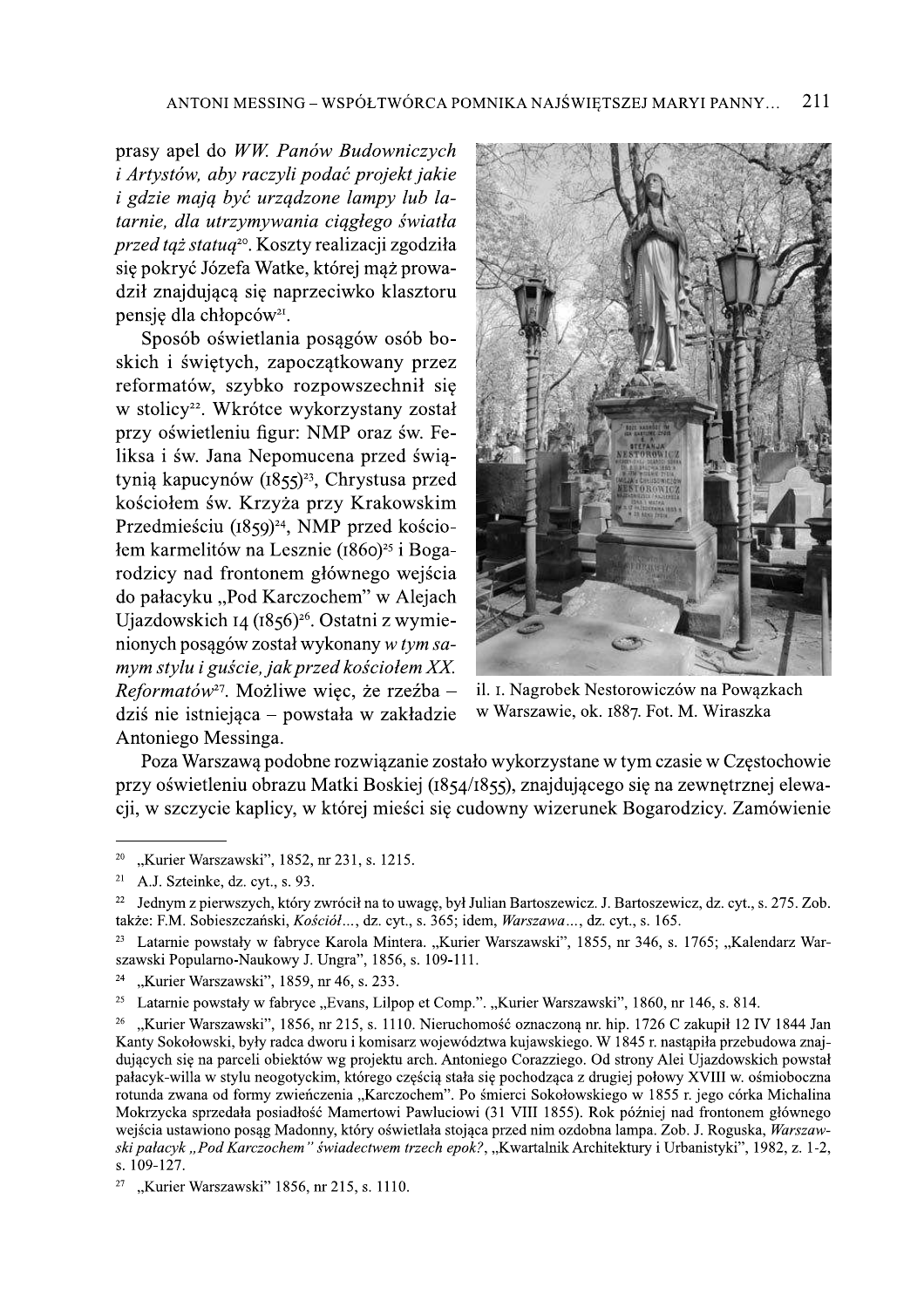prasy apel do *WW. Panów Budowniczych i Artystów, aby raczyli podać projekt jakie i gdzie mają być urządzone lampy lub latarnie, dla utrzymywania ciągłego światła przed tąż statuą*[20]. Koszty realizacji zgodziła się pokryć Józefa Watke, której mąż prowadził znajdującą się naprzeciwko klasztoru pensję dla chłopców[21].

Sposób oświetlania posągów osób boskich i świętych, zapoczątkowany przez reformatów, szybko rozpowszechnił się w stolicy[22]. Wkrótce wykorzystany został przy oświetleniu figur: NMP oraz św. Feliksa i św. Jana Nepomucena przed świątynią kapucynów (1855)[23], Chrystusa przed kościołem św. Krzyża przy Krakowskim Przedmieściu (1859)[24], NMP przed kościołem karmelitów na Lesznie (1860)[25] i Bogarodzicy nad frontonem głównego wejścia do pałacyku „Pod Karczochem" w Alejach Ujazdowskich 14 (1856)[26]. Ostatni z wymienionych posągów został wykonany *w tym samym stylu i guście, jak przed kościołem XX. Reformatów*[27]. Możliwe więc, że rzeźba – dziś nie istniejąca – powstała w zakładzie Antoniego Messinga.

il. 1. Nagrobek Nestorowiczów na Powązkach w Warszawie, ok. 1887. Fot. M. Wiraszka

Poza Warszawą podobne rozwiązanie zostało wykorzystane w tym czasie w Częstochowie przy oświetleniu obrazu Matki Boskiej (1854/1855), znajdującego się na zewnętrznej elewacji, w szczycie kaplicy, w której mieści się cudowny wizerunek Bogarodzicy. Zamówienie

---

[20] „Kurier Warszawski", 1852, nr 231, s. 1215.

[21] A.J. Szteinke, dz. cyt., s. 93.

[22] Jednym z pierwszych, który zwrócił na to uwagę, był Julian Bartoszewicz. J. Bartoszewicz, dz. cyt., s. 275. Zob. także: F.M. Sobieszczański, *Kościół...*, dz. cyt., s. 365; idem, *Warszawa...*, dz. cyt., s. 165.

[23] Latarnie powstały w fabryce Karola Mintera. „Kurier Warszawski", 1855, nr 346, s. 1765; „Kalendarz Warszawski Popularno-Naukowy J. Ungra", 1856, s. 109-111.

[24] „Kurier Warszawski", 1859, nr 46, s. 233.

[25] Latarnie powstały w fabryce „Evans, Lilpop et Comp.". „Kurier Warszawski", 1860, nr 146, s. 814.

[26] „Kurier Warszawski", 1856, nr 215, s. 1110. Nieruchomość oznaczoną nr. hip. 1726 C zakupił 12 IV 1844 Jan Kanty Sokołowski, były radca dworu i komisarz województwa kujawskiego. W 1845 r. nastąpiła przebudowa znajdujących się na parceli obiektów wg projektu arch. Antoniego Corazziego. Od strony Alei Ujazdowskich powstał pałacyk-willa w stylu neogotyckim, którego częścią stała się pochodząca z drugiej połowy XVIII w. ośmioboczna rotunda zwana od formy zwieńczenia „Karczochem". Po śmierci Sokołowskiego w 1855 r. jego córka Michalina Mokrzycka sprzedała posiadłość Mamertowi Pawluciowi (31 VIII 1855). Rok później nad frontonem głównego wejścia ustawiono posąg Madonny, który oświetlała stojąca przed nim ozdobna lampa. Zob. J. Roguska, *Warszawski pałacyk „Pod Karczochem" świadectwem trzech epok?*, „Kwartalnik Architektury i Urbanistyki", 1982, z. 1-2, s. 109-127.

[27] „Kurier Warszawski" 1856, nr 215, s. 1110.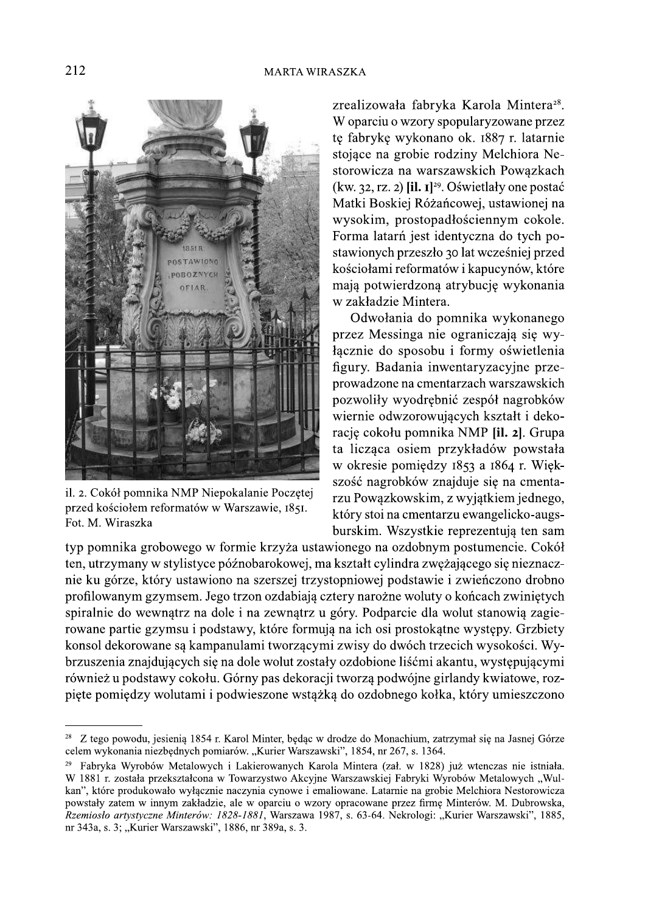zrealizowała fabryka Karola Mintera[28]. W oparciu o wzory spopularyzowane przez tę fabrykę wykonano ok. 1887 r. latarnie stojące na grobie rodziny Melchiora Nestorowicza na warszawskich Powązkach (kw. 32, rz. 2) **[il. 1]**[29]. Oświetlały one postać Matki Boskiej Różańcowej, ustawionej na wysokim, prostopadłościennym cokole. Forma latarń jest identyczna do tych postawionych przeszło 30 lat wcześniej przed kościołami reformatów i kapucynów, które mają potwierdzoną atrybucję wykonania w zakładzie Mintera.

il. 2. Cokół pomnika NMP Niepokalanie Poczętej przed kościołem reformatów w Warszawie, 1851. Fot. M. Wiraszka

Odwołania do pomnika wykonanego przez Messinga nie ograniczają się wyłącznie do sposobu i formy oświetlenia figury. Badania inwentaryzacyjne przeprowadzone na cmentarzach warszawskich pozwoliły wyodrębnić zespół nagrobków wiernie odwzorowujących kształt i dekorację cokołu pomnika NMP **[il. 2]**. Grupa ta licząca osiem przykładów powstała w okresie pomiędzy 1853 a 1864 r. Większość nagrobków znajduje się na cmentarzu Powązkowskim, z wyjątkiem jednego, który stoi na cmentarzu ewangelicko-augsburskim. Wszystkie reprezentują ten sam typ pomnika grobowego w formie krzyża ustawionego na ozdobnym postumencie. Cokół ten, utrzymany w stylistyce późnobarokowej, ma kształt cylindra zwężającego się nieznacznie ku górze, który ustawiono na szerszej trzystopniowej podstawie i zwieńczono drobno profilowanym gzymsem. Jego trzon ozdabiają cztery narożne woluty o końcach zwiniętych spiralnie do wewnątrz na dole i na zewnątrz u góry. Podparcie dla wolut stanowią zagierowane partie gzymsu i podstawy, które formują na ich osi prostokątne występy. Grzbiety konsol dekorowane są kampanulami tworzącymi zwisy do dwóch trzecich wysokości. Wybrzuszenia znajdujących się na dole wolut zostały ozdobione liśćmi akantu, występującymi również u podstawy cokołu. Górny pas dekoracji tworzą podwójne girlandy kwiatowe, rozpięte pomiędzy wolutami i podwieszone wstążką do ozdobnego kołka, który umieszczono

---

[28] Z tego powodu, jesienią 1854 r. Karol Minter, będąc w drodze do Monachium, zatrzymał się na Jasnej Górze celem wykonania niezbędnych pomiarów. „Kurier Warszawski", 1854, nr 267, s. 1364.

[29] Fabryka Wyrobów Metalowych i Lakierowanych Karola Mintera (zał. w 1828) już wtenczas nie istniała. W 1881 r. została przekształcona w Towarzystwo Akcyjne Warszawskiej Fabryki Wyrobów Metalowych „Wulkan", które produkowało wyłącznie naczynia cynowe i emaliowane. Latarnie na grobie Melchiora Nestorowicza powstały zatem w innym zakładzie, ale w oparciu o wzory opracowane przez firmę Minterów. M. Dubrowska, *Rzemiosło artystyczne Minterów: 1828-1881*, Warszawa 1987, s. 63-64. Nekrologi: „Kurier Warszawski", 1885, nr 343a, s. 3; „Kurier Warszawski", 1886, nr 389a, s. 3.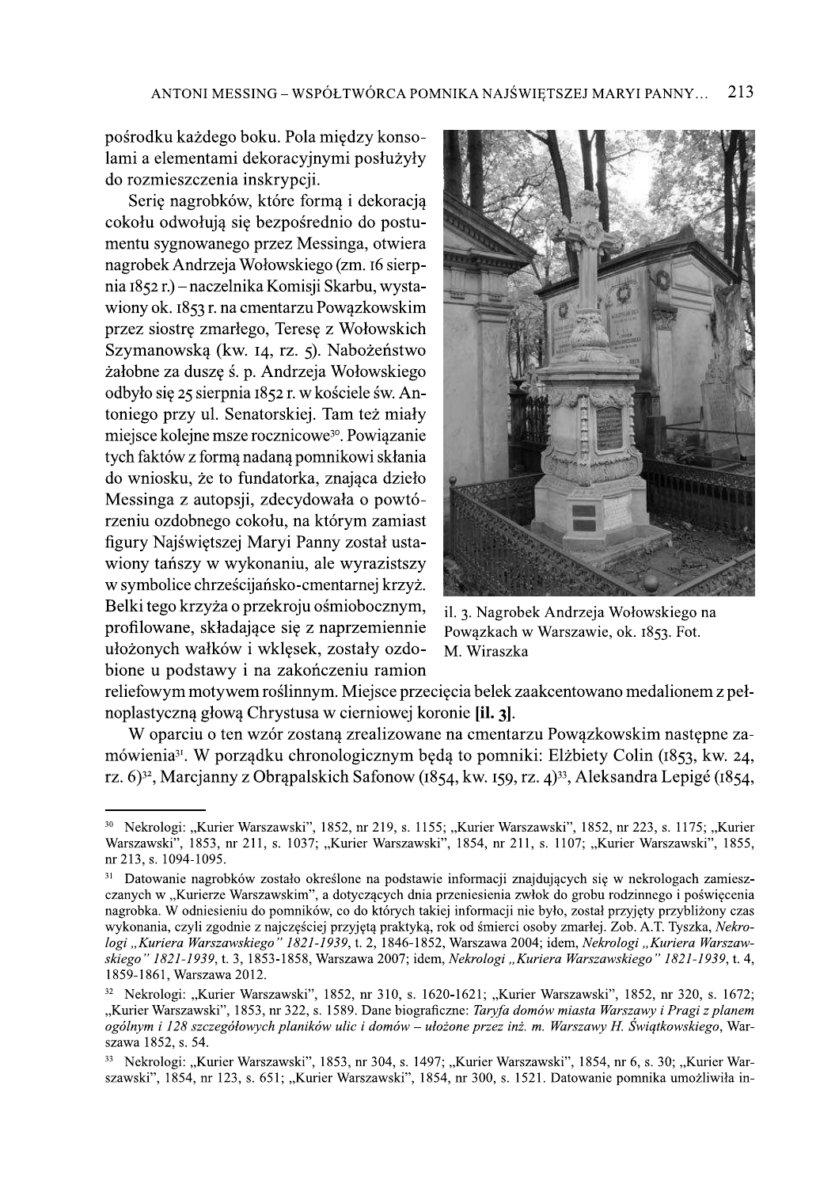pośrodku każdego boku. Pola między konsolami a elementami dekoracyjnymi posłużyły do rozmieszczenia inskrypcji.

Serię nagrobków, które formą i dekoracją cokołu odwołują się bezpośrednio do postumentu sygnowanego przez Messinga, otwiera nagrobek Andrzeja Wołowskiego (zm. 16 sierpnia 1852 r.) – naczelnika Komisji Skarbu, wystawiony ok. 1853 r. na cmentarzu Powązkowskim przez siostrę zmarłego, Teresę z Wołowskich Szymanowską (kw. 14, rz. 5). Nabożeństwo żałobne za duszę ś. p. Andrzeja Wołowskiego odbyło się 25 sierpnia 1852 r. w kościele św. Antoniego przy ul. Senatorskiej. Tam też miały miejsce kolejne msze rocznicowe[30]. Powiązanie tych faktów z formą nadaną pomnikowi skłania do wniosku, że to fundatorka, znająca dzieło Messinga z autopsji, zdecydowała o powtórzeniu ozdobnego cokołu, na którym zamiast figury Najświętszej Maryi Panny został ustawiony tańszy w wykonaniu, ale wyrazistszy w symbolice chrześcijańsko-cmentarnej krzyż. Belki tego krzyża o przekroju ośmiobocznym, profilowane, składające się z naprzemiennie ułożonych wałków i wklęsek, zostały ozdobione u podstawy i na zakończeniu ramion reliefowym motywem roślinnym. Miejsce przecięcia belek zaakcentowano medalionem z pełnoplastyczną głową Chrystusa w cierniowej koronie **[il. 3]**.

il. 3. Nagrobek Andrzeja Wołowskiego na Powązkach w Warszawie, ok. 1853. Fot. M. Wiraszka

W oparciu o ten wzór zostaną zrealizowane na cmentarzu Powązkowskim następne zamówienia[31]. W porządku chronologicznym będą to pomniki: Elżbiety Colin (1853, kw. 24, rz. 6)[32], Marcjanny z Obrąpalskich Safonow (1854, kw. 159, rz. 4)[33], Aleksandra Lepigé (1854,

---

[30] Nekrologi: „Kurier Warszawski", 1852, nr 219, s. 1155; „Kurier Warszawski", 1852, nr 223, s. 1175; „Kurier Warszawski", 1853, nr 211, s. 1037; „Kurier Warszawski", 1854, nr 211, s. 1107; „Kurier Warszawski", 1855, nr 213, s. 1094-1095.

[31] Datowanie nagrobków zostało określone na podstawie informacji znajdujących się w nekrologach zamieszczanych w „Kurierze Warszawskim", a dotyczących dnia przeniesienia zwłok do grobu rodzinnego i poświęcenia nagrobka. W odniesieniu do pomników, co do których takiej informacji nie było, został przyjęty przybliżony czas wykonania, czyli zgodnie z najczęściej przyjętą praktyką, rok od śmierci osoby zmarłej. Zob. A.T. Tyszka, *Nekrologi „Kuriera Warszawskiego" 1821-1939*, t. 2, 1846-1852, Warszawa 2004; idem, *Nekrologi „Kuriera Warszawskiego" 1821-1939*, t. 3, 1853-1858, Warszawa 2007; idem, *Nekrologi „Kuriera Warszawskiego" 1821-1939*, t. 4, 1859-1861, Warszawa 2012.

[32] Nekrologi: „Kurier Warszawski", 1852, nr 310, s. 1620-1621; „Kurier Warszawski", 1852, nr 320, s. 1672; „Kurier Warszawski", 1853, nr 322, s. 1589. Dane biograficzne: *Taryfa domów miasta Warszawy i Pragi z planem ogólnym i 128 szczegółowych planików ulic i domów – ułożone przez inż. m. Warszawy H. Świątkowskiego*, Warszawa 1852, s. 54.

[33] Nekrologi: „Kurier Warszawski", 1853, nr 304, s. 1497; „Kurier Warszawski", 1854, nr 6, s. 30; „Kurier Warszawski", 1854, nr 123, s. 651; „Kurier Warszawski", 1854, nr 300, s. 1521. Datowanie pomnika umożliwiła in-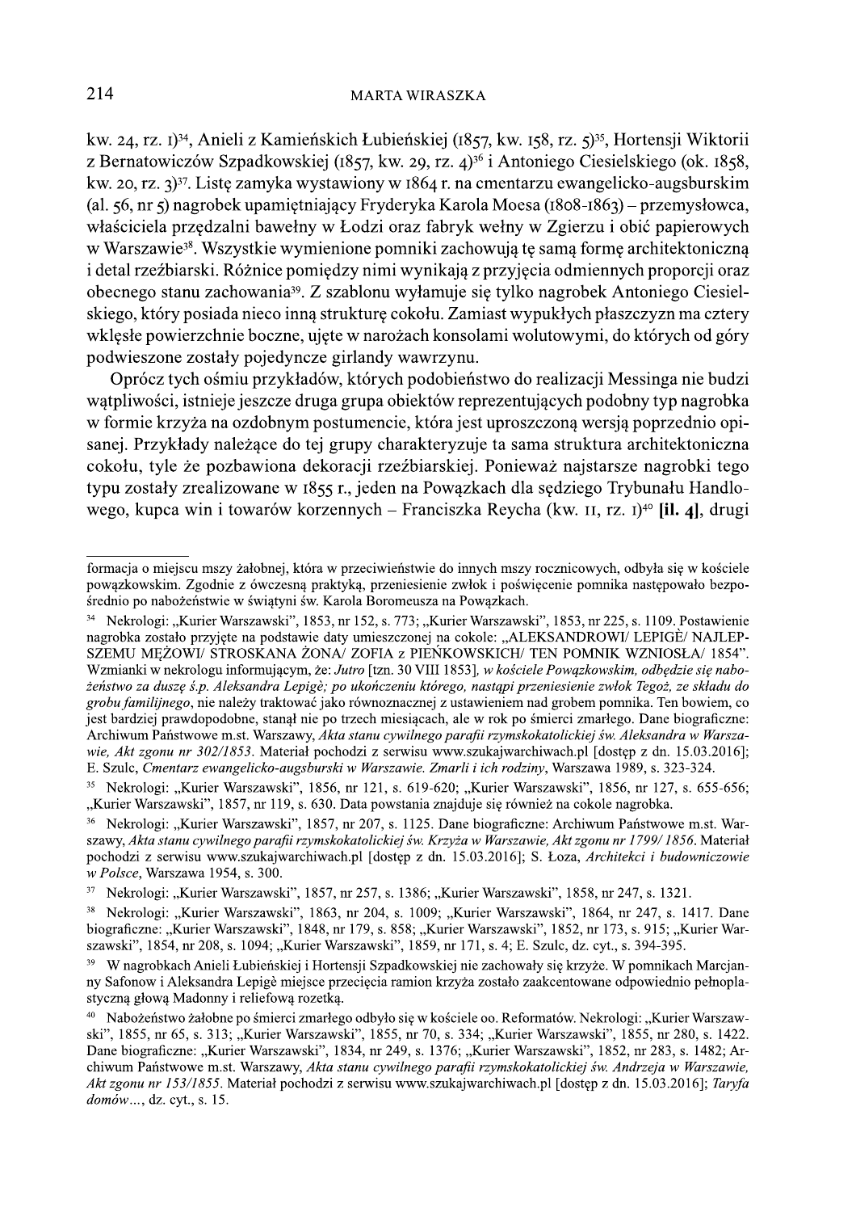kw. 24, rz. 1)[34], Anieli z Kamieńskich Łubieńskiej (1857, kw. 158, rz. 5)[35], Hortensji Wiktorii z Bernatowiczów Szpadkowskiej (1857, kw. 29, rz. 4)[36] i Antoniego Ciesielskiego (ok. 1858, kw. 20, rz. 3)[37]. Listę zamyka wystawiony w 1864 r. na cmentarzu ewangelicko-augsburskim (al. 56, nr 5) nagrobek upamiętniający Fryderyka Karola Moesa (1808-1863) – przemysłowca, właściciela przędzalni bawełny w Łodzi oraz fabryk wełny w Zgierzu i obić papierowych w Warszawie[38]. Wszystkie wymienione pomniki zachowują tę samą formę architektoniczną i detal rzeźbiarski. Różnice pomiędzy nimi wynikają z przyjęcia odmiennych proporcji oraz obecnego stanu zachowania[39]. Z szablonu wyłamuje się tylko nagrobek Antoniego Ciesielskiego, który posiada nieco inną strukturę cokołu. Zamiast wypukłych płaszczyzn ma cztery wklęsłe powierzchnie boczne, ujęte w narożach konsolami wolutowymi, do których od góry podwieszone zostały pojedyncze girlandy wawrzynu.

Oprócz tych ośmiu przykładów, których podobieństwo do realizacji Messinga nie budzi wątpliwości, istnieje jeszcze druga grupa obiektów reprezentujących podobny typ nagrobka w formie krzyża na ozdobnym postumencie, która jest uproszczoną wersją poprzednio opisanej. Przykłady należące do tej grupy charakteryzuje ta sama struktura architektoniczna cokołu, tyle że pozbawiona dekoracji rzeźbiarskiej. Ponieważ najstarsze nagrobki tego typu zostały zrealizowane w 1855 r., jeden na Powązkach dla sędziego Trybunału Handlowego, kupca win i towarów korzennych – Franciszka Reycha (kw. 11, rz. 1)[40] **[il. 4]**, drugi

---

formacja o miejscu mszy żałobnej, która w przeciwieństwie do innych mszy rocznicowych, odbyła się w kościele powązkowskim. Zgodnie z ówczesną praktyką, przeniesienie zwłok i poświęcenie pomnika następowało bezpośrednio po nabożeństwie w świątyni św. Karola Boromeusza na Powązkach.

[34] Nekrologi: „Kurier Warszawski", 1853, nr 152, s. 773; „Kurier Warszawski", 1853, nr 225, s. 1109. Postawienie nagrobka zostało przyjęte na podstawie daty umieszczonej na cokole: „ALEKSANDROWI/ LEPIGÈ/ NAJLEPSZEMU MĘŻOWI/ STROSKANA ŻONA/ ZOFIA z PIEŃKOWSKICH/ TEN POMNIK WZNIOSŁA/ 1854". Wzmianki w nekrologu informującym, że: *Jutro* [tzn. 30 VIII 1853]*, w kościele Powązkowskim, odbędzie się nabożeństwo za duszę ś.p. Aleksandra Lepigè; po ukończeniu którego, nastąpi przeniesienie zwłok Tegoż, ze składu do grobu familijnego*, nie należy traktować jako równoznacznej z ustawieniem nad grobem pomnika. Ten bowiem, co jest bardziej prawdopodobne, stanął nie po trzech miesiącach, ale w rok po śmierci zmarłego. Dane biograficzne: Archiwum Państwowe m.st. Warszawy, *Akta stanu cywilnego parafii rzymskokatolickiej św. Aleksandra w Warszawie, Akt zgonu nr 302/1853.* Materiał pochodzi z serwisu www.szukajwarchiwach.pl [dostęp z dn. 15.03.2016]; E. Szulc, *Cmentarz ewangelicko-augsburski w Warszawie. Zmarli i ich rodziny*, Warszawa 1989, s. 323-324.

[35] Nekrologi: „Kurier Warszawski", 1856, nr 121, s. 619-620; „Kurier Warszawski", 1856, nr 127, s. 655-656; „Kurier Warszawski", 1857, nr 119, s. 630. Data powstania znajduje się również na cokole nagrobka.

[36] Nekrologi: „Kurier Warszawski", 1857, nr 207, s. 1125. Dane biograficzne: Archiwum Państwowe m.st. Warszawy, *Akta stanu cywilnego parafii rzymskokatolickiej św. Krzyża w Warszawie, Akt zgonu nr 1799/ 1856.* Materiał pochodzi z serwisu www.szukajwarchiwach.pl [dostęp z dn. 15.03.2016]; S. Łoza, *Architekci i budowniczowie w Polsce*, Warszawa 1954, s. 300.

[37] Nekrologi: „Kurier Warszawski", 1857, nr 257, s. 1386; „Kurier Warszawski", 1858, nr 247, s. 1321.

[38] Nekrologi: „Kurier Warszawski", 1863, nr 204, s. 1009; „Kurier Warszawski", 1864, nr 247, s. 1417. Dane biograficzne: „Kurier Warszawski", 1848, nr 179, s. 858; „Kurier Warszawski", 1852, nr 173, s. 915; „Kurier Warszawski", 1854, nr 208, s. 1094; „Kurier Warszawski", 1859, nr 171, s. 4; E. Szulc, dz. cyt., s. 394-395.

[39] W nagrobkach Anieli Łubieńskiej i Hortensji Szpadkowskiej nie zachowały się krzyże. W pomnikach Marcjanny Safonow i Aleksandra Lepigè miejsce przecięcia ramion krzyża zostało zaakcentowane odpowiednio pełnoplastyczną głową Madonny i reliefową rozetką.

[40] Nabożeństwo żałobne po śmierci zmarłego odbyło się w kościele oo. Reformatów. Nekrologi: „Kurier Warszawski", 1855, nr 65, s. 313; „Kurier Warszawski", 1855, nr 70, s. 334; „Kurier Warszawski", 1855, nr 280, s. 1422. Dane biograficzne: „Kurier Warszawski", 1834, nr 249, s. 1376; „Kurier Warszawski", 1852, nr 283, s. 1482; Archiwum Państwowe m.st. Warszawy, *Akta stanu cywilnego parafii rzymskokatolickiej św. Andrzeja w Warszawie, Akt zgonu nr 153/1855.* Materiał pochodzi z serwisu www.szukajwarchiwach.pl [dostęp z dn. 15.03.2016]; *Taryfa domów*..., dz. cyt., s. 15.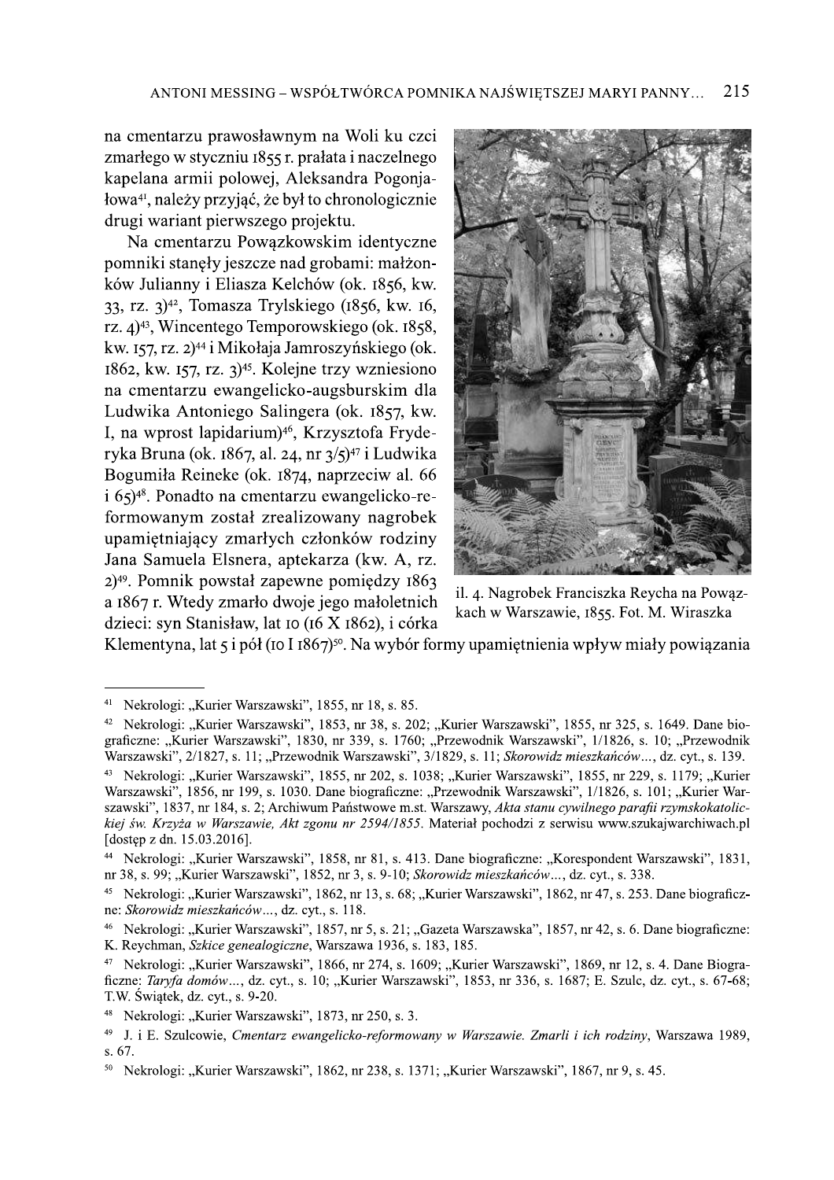na cmentarzu prawosławnym na Woli ku czci zmarłego w styczniu 1855 r. prałata i naczelnego kapelana armii polowej, Aleksandra Pogonjałowa[41], należy przyjąć, że był to chronologicznie drugi wariant pierwszego projektu.

Na cmentarzu Powązkowskim identyczne pomniki stanęły jeszcze nad grobami: małżonków Julianny i Eliasza Kelchów (ok. 1856, kw. 33, rz. 3)[42], Tomasza Trylskiego (1856, kw. 16, rz. 4)[43], Wincentego Temporowskiego (ok. 1858, kw. 157, rz. 2)[44] i Mikołaja Jamroszyńskiego (ok. 1862, kw. 157, rz. 3)[45]. Kolejne trzy wzniesiono na cmentarzu ewangelicko-augsburskim dla Ludwika Antoniego Salingera (ok. 1857, kw. I, na wprost lapidarium)[46], Krzysztofa Fryderyka Bruna (ok. 1867, al. 24, nr 3/5)[47] i Ludwika Bogumiła Reineke (ok. 1874, naprzeciw al. 66 i 65)[48]. Ponadto na cmentarzu ewangelicko-reformowanym został zrealizowany nagrobek upamiętniający zmarłych członków rodziny Jana Samuela Elsnera, aptekarza (kw. A, rz. 2)[49]. Pomnik powstał zapewne pomiędzy 1863 a 1867 r. Wtedy zmarło dwoje jego małoletnich dzieci: syn Stanisław, lat 10 (16 X 1862), i córka Klementyna, lat 5 i pół (10 I 1867)[50]. Na wybór formy upamiętnienia wpływ miały powiązania

il. 4. Nagrobek Franciszka Reycha na Powązkach w Warszawie, 1855. Fot. M. Wiraszka

---

[41] Nekrologi: „Kurier Warszawski", 1855, nr 18, s. 85.

[42] Nekrologi: „Kurier Warszawski", 1853, nr 38, s. 202; „Kurier Warszawski", 1855, nr 325, s. 1649. Dane biograficzne: „Kurier Warszawski", 1830, nr 339, s. 1760; „Przewodnik Warszawski", 1/1826, s. 10; „Przewodnik Warszawski", 2/1827, s. 11; „Przewodnik Warszawski", 3/1829, s. 11; *Skorowidz mieszkańców…*, dz. cyt., s. 139.

[43] Nekrologi: „Kurier Warszawski", 1855, nr 202, s. 1038; „Kurier Warszawski", 1855, nr 229, s. 1179; „Kurier Warszawski", 1856, nr 199, s. 1030. Dane biograficzne: „Przewodnik Warszawski", 1/1826, s. 101; „Kurier Warszawski", 1837, nr 184, s. 2; Archiwum Państwowe m.st. Warszawy, *Akta stanu cywilnego parafii rzymskokatolickiej św. Krzyża w Warszawie, Akt zgonu nr 2594/1855*. Materiał pochodzi z serwisu www.szukajwarchiwach.pl [dostęp z dn. 15.03.2016].

[44] Nekrologi: „Kurier Warszawski", 1858, nr 81, s. 413. Dane biograficzne: „Korespondent Warszawski", 1831, nr 38, s. 99; „Kurier Warszawski", 1852, nr 3, s. 9-10; *Skorowidz mieszkańców…*, dz. cyt., s. 338.

[45] Nekrologi: „Kurier Warszawski", 1862, nr 13, s. 68; „Kurier Warszawski", 1862, nr 47, s. 253. Dane biograficzne: *Skorowidz mieszkańców…*, dz. cyt., s. 118.

[46] Nekrologi: „Kurier Warszawski", 1857, nr 5, s. 21; „Gazeta Warszawska", 1857, nr 42, s. 6. Dane biograficzne: K. Reychman, *Szkice genealogiczne*, Warszawa 1936, s. 183, 185.

[47] Nekrologi: „Kurier Warszawski", 1866, nr 274, s. 1609; „Kurier Warszawski", 1869, nr 12, s. 4. Dane Biograficzne: *Taryfa domów…*, dz. cyt., s. 10; „Kurier Warszawski", 1853, nr 336, s. 1687; E. Szulc, dz. cyt., s. 67-68; T.W. Świątek, dz. cyt., s. 9-20.

[48] Nekrologi: „Kurier Warszawski", 1873, nr 250, s. 3.

[49] J. i E. Szulcowie, *Cmentarz ewangelicko-reformowany w Warszawie. Zmarli i ich rodziny*, Warszawa 1989, s. 67.

[50] Nekrologi: „Kurier Warszawski", 1862, nr 238, s. 1371; „Kurier Warszawski", 1867, nr 9, s. 45.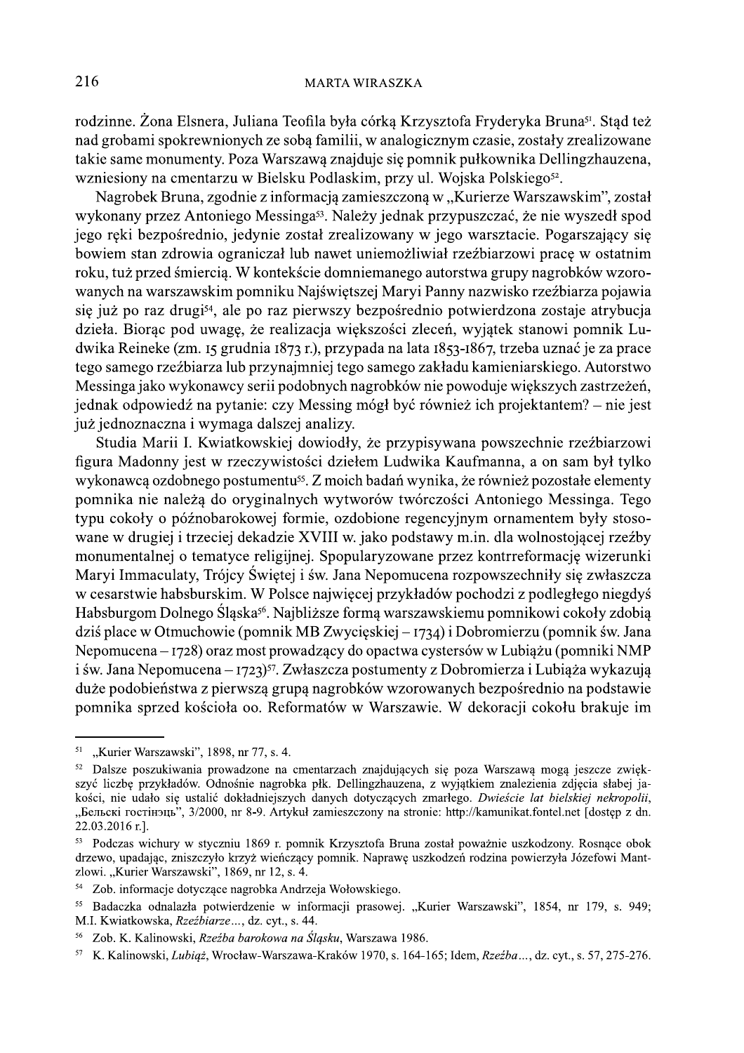rodzinne. Żona Elsnera, Juliana Teofila była córką Krzysztofa Fryderyka Bruna[51]. Stąd też nad grobami spokrewnionych ze sobą familii, w analogicznym czasie, zostały zrealizowane takie same monumenty. Poza Warszawą znajduje się pomnik pułkownika Dellingzhauzena, wzniesiony na cmentarzu w Bielsku Podlaskim, przy ul. Wojska Polskiego[52].

Nagrobek Bruna, zgodnie z informacją zamieszczoną w „Kurierze Warszawskim", został wykonany przez Antoniego Messinga[53]. Należy jednak przypuszczać, że nie wyszedł spod jego ręki bezpośrednio, jedynie został zrealizowany w jego warsztacie. Pogarszający się bowiem stan zdrowia ograniczał lub nawet uniemożliwiał rzeźbiarzowi pracę w ostatnim roku, tuż przed śmiercią. W kontekście domniemanego autorstwa grupy nagrobków wzorowanych na warszawskim pomniku Najświętszej Maryi Panny nazwisko rzeźbiarza pojawia się już po raz drugi[54], ale po raz pierwszy bezpośrednio potwierdzona zostaje atrybucja dzieła. Biorąc pod uwagę, że realizacja większości zleceń, wyjątek stanowi pomnik Ludwika Reineke (zm. 15 grudnia 1873 r.), przypada na lata 1853-1867, trzeba uznać je za prace tego samego rzeźbiarza lub przynajmniej tego samego zakładu kamieniarskiego. Autorstwo Messinga jako wykonawcy serii podobnych nagrobków nie powoduje większych zastrzeżeń, jednak odpowiedź na pytanie: czy Messing mógł być również ich projektantem? – nie jest już jednoznaczna i wymaga dalszej analizy.

Studia Marii I. Kwiatkowskiej dowiodły, że przypisywana powszechnie rzeźbiarzowi figura Madonny jest w rzeczywistości dziełem Ludwika Kaufmanna, a on sam był tylko wykonawcą ozdobnego postumentu[55]. Z moich badań wynika, że również pozostałe elementy pomnika nie należą do oryginalnych wytworów twórczości Antoniego Messinga. Tego typu cokoły o późnobarokowej formie, ozdobione regencyjnym ornamentem były stosowane w drugiej i trzeciej dekadzie XVIII w. jako podstawy m.in. dla wolnostojącej rzeźby monumentalnej o tematyce religijnej. Spopularyzowane przez kontrreformację wizerunki Maryi Immaculaty, Trójcy Świętej i św. Jana Nepomucena rozpowszechniły się zwłaszcza w cesarstwie habsburskim. W Polsce najwięcej przykładów pochodzi z podległego niegdyś Habsburgom Dolnego Śląska[56]. Najbliższe formą warszawskiemu pomnikowi cokoły zdobią dziś place w Otmuchowie (pomnik MB Zwycięskiej – 1734) i Dobromierzu (pomnik św. Jana Nepomucena – 1728) oraz most prowadzący do opactwa cystersów w Lubiążu (pomniki NMP i św. Jana Nepomucena – 1723)[57]. Zwłaszcza postumenty z Dobromierza i Lubiąża wykazują duże podobieństwa z pierwszą grupą nagrobków wzorowanych bezpośrednio na podstawie pomnika sprzed kościoła oo. Reformatów w Warszawie. W dekoracji cokołu brakuje im

---

[51] „Kurier Warszawski", 1898, nr 77, s. 4.

[52] Dalsze poszukiwania prowadzone na cmentarzach znajdujących się poza Warszawą mogą jeszcze zwiększyć liczbę przykładów. Odnośnie nagrobka płk. Dellingzhauzena, z wyjątkiem znalezienia zdjęcia słabej jakości, nie udało się ustalić dokładniejszych danych dotyczących zmarłego. *Dwieście lat bielskiej nekropolii*, „Бельскі гостінэць", 3/2000, nr 8-9. Artykuł zamieszczony na stronie: http://kamunikat.fontel.net [dostęp z dn. 22.03.2016 r.].

[53] Podczas wichury w styczniu 1869 r. pomnik Krzysztofa Bruna został poważnie uszkodzony. Rosnące obok drzewo, upadając, zniszczyło krzyż wieńczący pomnik. Naprawę uszkodzeń rodzina powierzyła Józefowi Mantzlowi. „Kurier Warszawski", 1869, nr 12, s. 4.

[54] Zob. informacje dotyczące nagrobka Andrzeja Wołowskiego.

[55] Badaczka odnalazła potwierdzenie w informacji prasowej. „Kurier Warszawski", 1854, nr 179, s. 949; M.I. Kwiatkowska, *Rzeźbiarze…*, dz. cyt., s. 44.

[56] Zob. K. Kalinowski, *Rzeźba barokowa na Śląsku*, Warszawa 1986.

[57] K. Kalinowski, *Lubiąż*, Wrocław-Warszawa-Kraków 1970, s. 164-165; Idem, *Rzeźba…*, dz. cyt., s. 57, 275-276.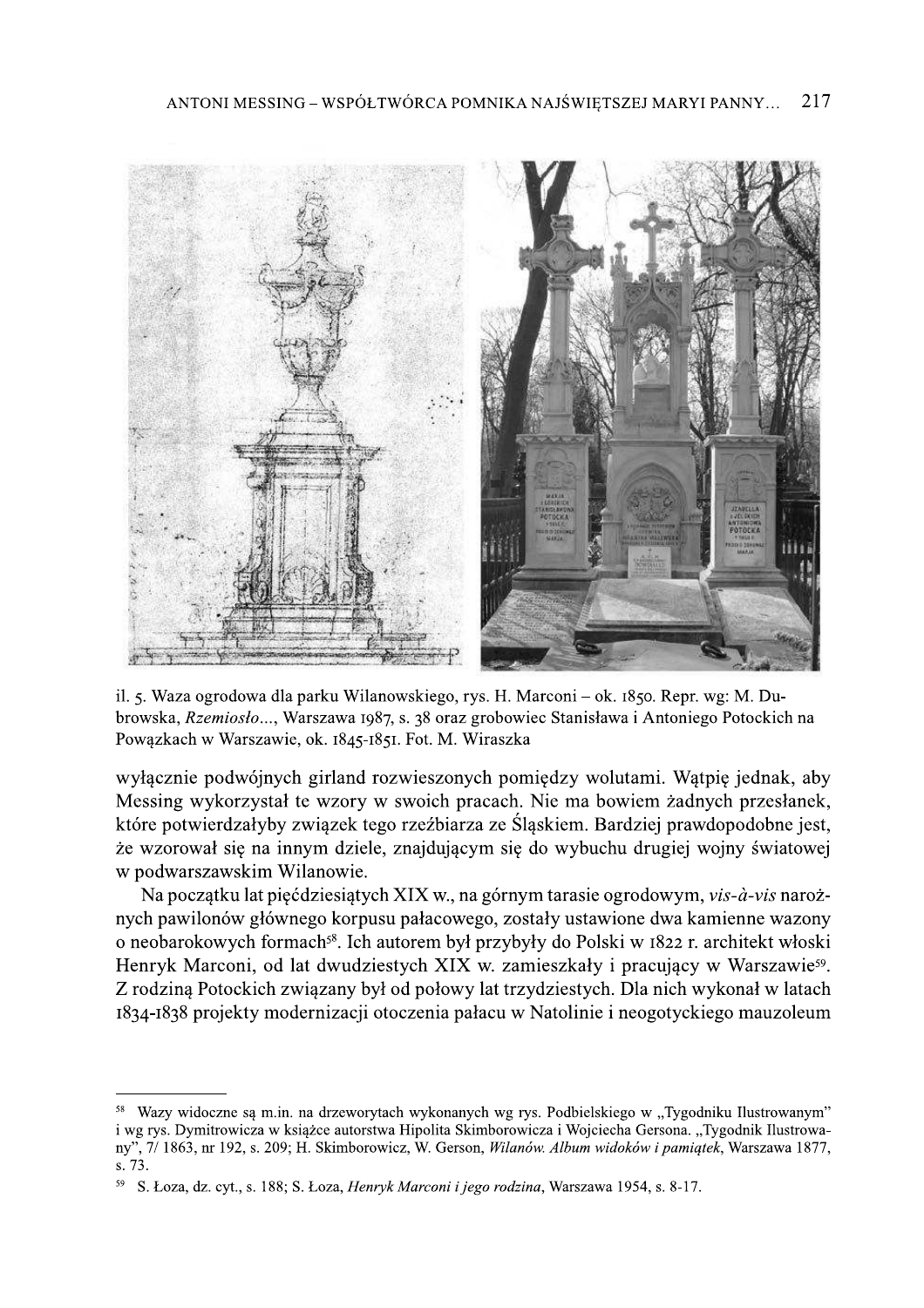il. 5. Waza ogrodowa dla parku Wilanowskiego, rys. H. Marconi – ok. 1850. Repr. wg: M. Dubrowska, *Rzemiosło...*, Warszawa 1987, s. 38 oraz grobowiec Stanisława i Antoniego Potockich na Powązkach w Warszawie, ok. 1845-1851. Fot. M. Wiraszka

wyłącznie podwójnych girland rozwieszonych pomiędzy wolutami. Wątpię jednak, aby Messing wykorzystał te wzory w swoich pracach. Nie ma bowiem żadnych przesłanek, które potwierdzałyby związek tego rzeźbiarza ze Śląskiem. Bardziej prawdopodobne jest, że wzorował się na innym dziele, znajdującym się do wybuchu drugiej wojny światowej w podwarszawskim Wilanowie.

Na początku lat pięćdziesiątych XIX w., na górnym tarasie ogrodowym, *vis-à-vis* narożnych pawilonów głównego korpusu pałacowego, zostały ustawione dwa kamienne wazony o neobarokowych formach[58]. Ich autorem był przybyły do Polski w 1822 r. architekt włoski Henryk Marconi, od lat dwudziestych XIX w. zamieszkały i pracujący w Warszawie[59]. Z rodziną Potockich związany był od połowy lat trzydziestych. Dla nich wykonał w latach 1834-1838 projekty modernizacji otoczenia pałacu w Natolinie i neogotyckiego mauzoleum

---

[58] Wazy widoczne są m.in. na drzeworytach wykonanych wg rys. Podbielskiego w „Tygodniku Ilustrowanym" i wg rys. Dymitrowicza w książce autorstwa Hipolita Skimborowicza i Wojciecha Gersona. „Tygodnik Ilustrowany", 7/ 1863, nr 192, s. 209; H. Skimborowicz, W. Gerson, *Wilanów. Album widoków i pamiątek*, Warszawa 1877, s. 73.

[59] S. Łoza, dz. cyt., s. 188; S. Łoza, *Henryk Marconi i jego rodzina*, Warszawa 1954, s. 8-17.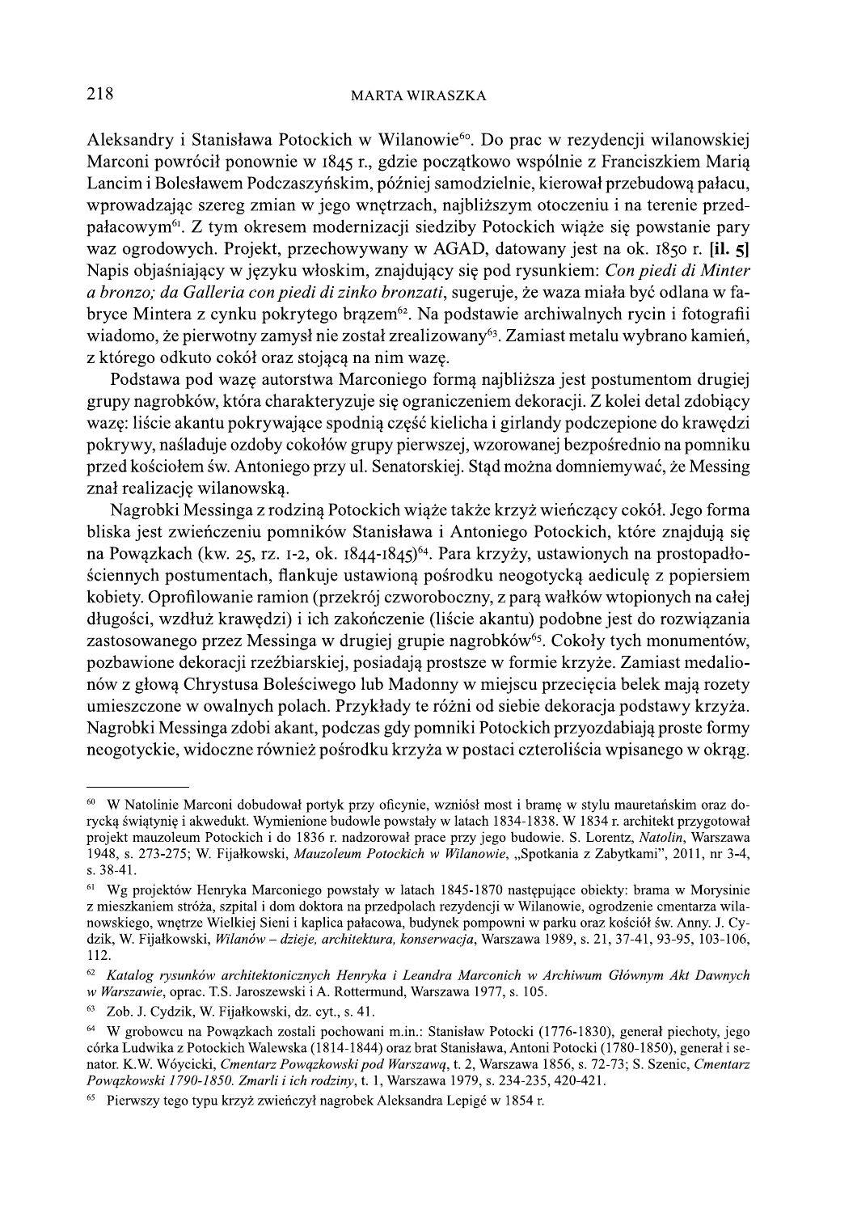Aleksandry i Stanisława Potockich w Wilanowie[60]. Do prac w rezydencji wilanowskiej Marconi powrócił ponownie w 1845 r., gdzie początkowo wspólnie z Franciszkiem Marią Lancim i Bolesławem Podczaszyńskim, później samodzielnie, kierował przebudową pałacu, wprowadzając szereg zmian w jego wnętrzach, najbliższym otoczeniu i na terenie przedpałacowym[61]. Z tym okresem modernizacji siedziby Potockich wiąże się powstanie pary waz ogrodowych. Projekt, przechowywany w AGAD, datowany jest na ok. 1850 r. **[il. 5]** Napis objaśniający w języku włoskim, znajdujący się pod rysunkiem: *Con piedi di Minter a bronzo; da Galleria con piedi di zinko bronzati*, sugeruje, że waza miała być odlana w fabryce Mintera z cynku pokrytego brązem[62]. Na podstawie archiwalnych rycin i fotografii wiadomo, że pierwotny zamysł nie został zrealizowany[63]. Zamiast metalu wybrano kamień, z którego odkuto cokół oraz stojącą na nim wazę.

Podstawa pod wazę autorstwa Marconiego formą najbliższa jest postumentom drugiej grupy nagrobków, która charakteryzuje się ograniczeniem dekoracji. Z kolei detal zdobiący wazę: liście akantu pokrywające spodnią część kielicha i girlandy podczepione do krawędzi pokrywy, naśladuje ozdoby cokołów grupy pierwszej, wzorowanej bezpośrednio na pomniku przed kościołem św. Antoniego przy ul. Senatorskiej. Stąd można domniemywać, że Messing znał realizację wilanowską.

Nagrobki Messinga z rodziną Potockich wiąże także krzyż wieńczący cokół. Jego forma bliska jest zwieńczeniu pomników Stanisława i Antoniego Potockich, które znajdują się na Powązkach (kw. 25, rz. 1-2, ok. 1844-1845)[64]. Para krzyży, ustawionych na prostopadłościennych postumentach, flankuje ustawioną pośrodku neogotycką aediculę z popiersiem kobiety. Oprofilowanie ramion (przekrój czworoboczny, z parą wałków wtopionych na całej długości, wzdłuż krawędzi) i ich zakończenie (liście akantu) podobne jest do rozwiązania zastosowanego przez Messinga w drugiej grupie nagrobków[65]. Cokoły tych monumentów, pozbawione dekoracji rzeźbiarskiej, posiadają prostsze w formie krzyże. Zamiast medalionów z głową Chrystusa Boleściwego lub Madonny w miejscu przecięcia belek mają rozety umieszczone w owalnych polach. Przykłady te różni od siebie dekoracja podstawy krzyża. Nagrobki Messinga zdobi akant, podczas gdy pomniki Potockich przyozdabiają proste formy neogotyckie, widoczne również pośrodku krzyża w postaci czteroliścia wpisanego w okrąg.

---

[60] W Natolinie Marconi dobudował portyk przy oficynie, wzniósł most i bramę w stylu mauretańskim oraz dorycką świątynię i akwedukt. Wymienione budowle powstały w latach 1834-1838. W 1834 r. architekt przygotował projekt mauzoleum Potockich i do 1836 r. nadzorował prace przy jego budowie. S. Lorentz, *Natolin*, Warszawa 1948, s. 273-275; W. Fijałkowski, *Mauzoleum Potockich w Wilanowie*, „Spotkania z Zabytkami", 2011, nr 3-4, s. 38-41.

[61] Wg projektów Henryka Marconiego powstały w latach 1845-1870 następujące obiekty: brama w Morysinie z mieszkaniem stróża, szpital i dom doktora na przedpolach rezydencji w Wilanowie, ogrodzenie cmentarza wilanowskiego, wnętrze Wielkiej Sieni i kaplica pałacowa, budynek pompowni w parku oraz kościół św. Anny. J. Cydzik, W. Fijałkowski, *Wilanów – dzieje, architektura, konserwacja*, Warszawa 1989, s. 21, 37-41, 93-95, 103-106, 112.

[62] *Katalog rysunków architektonicznych Henryka i Leandra Marconich w Archiwum Głównym Akt Dawnych w Warszawie*, oprac. T.S. Jaroszewski i A. Rottermund, Warszawa 1977, s. 105.

[63] Zob. J. Cydzik, W. Fijałkowski, dz. cyt., s. 41.

[64] W grobowcu na Powązkach zostali pochowani m.in.: Stanisław Potocki (1776-1830), generał piechoty, jego córka Ludwika z Potockich Walewska (1814-1844) oraz brat Stanisława, Antoni Potocki (1780-1850), generał i senator. K.W. Wóycicki, *Cmentarz Powązkowski pod Warszawą*, t. 2, Warszawa 1856, s. 72-73; S. Szenic, *Cmentarz Powązkowski 1790-1850. Zmarli i ich rodziny*, t. 1, Warszawa 1979, s. 234-235, 420-421.

[65] Pierwszy tego typu krzyż zwieńczył nagrobek Aleksandra Lepigé w 1854 r.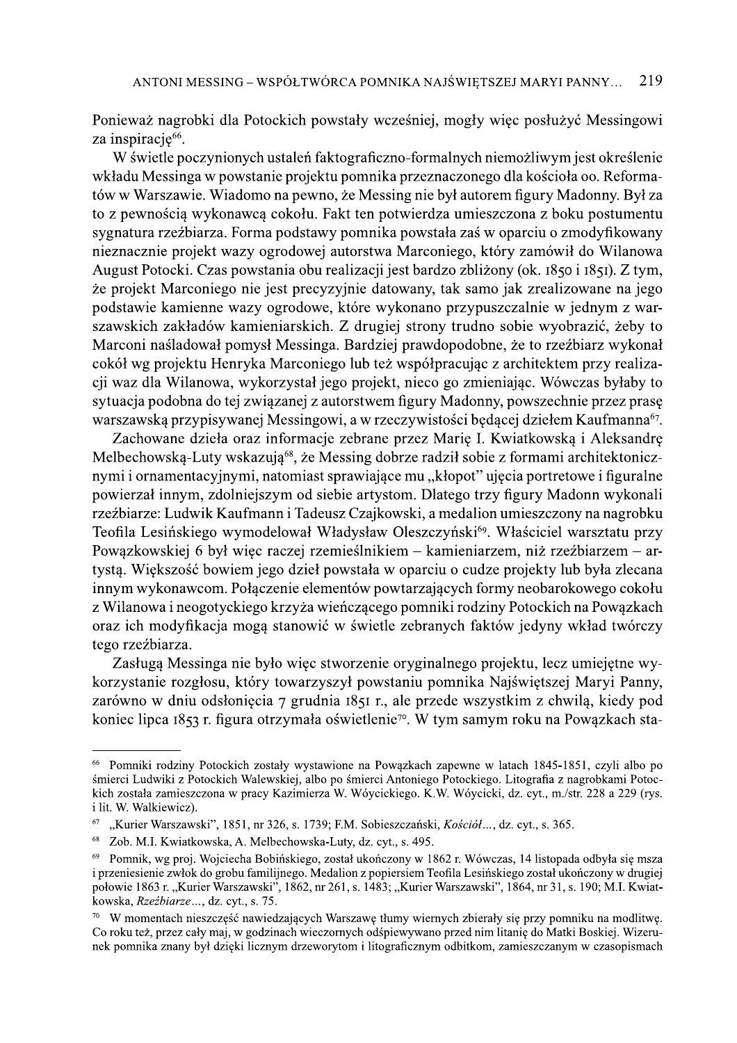Ponieważ nagrobki dla Potockich powstały wcześniej, mogły więc posłużyć Messingowi za inspirację[66].

W świetle poczynionych ustaleń faktograficzno-formalnych niemożliwym jest określenie wkładu Messinga w powstanie projektu pomnika przeznaczonego dla kościoła oo. Reformatów w Warszawie. Wiadomo na pewno, że Messing nie był autorem figury Madonny. Był za to z pewnością wykonawcą cokołu. Fakt ten potwierdza umieszczona z boku postumentu sygnatura rzeźbiarza. Forma podstawy pomnika powstała zaś w oparciu o zmodyfikowany nieznacznie projekt wazy ogrodowej autorstwa Marconiego, który zamówił do Wilanowa August Potocki. Czas powstania obu realizacji jest bardzo zbliżony (ok. 1850 i 1851). Z tym, że projekt Marconiego nie jest precyzyjnie datowany, tak samo jak zrealizowane na jego podstawie kamienne wazy ogrodowe, które wykonano przypuszczalnie w jednym z warszawskich zakładów kamieniarskich. Z drugiej strony trudno sobie wyobrazić, żeby to Marconi naśladował pomysł Messinga. Bardziej prawdopodobne, że to rzeźbiarz wykonał cokół wg projektu Henryka Marconiego lub też współpracując z architektem przy realizacji waz dla Wilanowa, wykorzystał jego projekt, nieco go zmieniając. Wówczas byłaby to sytuacja podobna do tej związanej z autorstwem figury Madonny, powszechnie przez prasę warszawską przypisywanej Messingowi, a w rzeczywistości będącej dziełem Kaufmanna[67].

Zachowane dzieła oraz informacje zebrane przez Marię I. Kwiatkowską i Aleksandrę Melbechowską-Luty wskazują[68], że Messing dobrze radził sobie z formami architektonicznymi i ornamentacyjnymi, natomiast sprawiające mu „kłopot" ujęcia portretowe i figuralne powierzał innym, zdolniejszym od siebie artystom. Dlatego trzy figury Madonn wykonali rzeźbiarze: Ludwik Kaufmann i Tadeusz Czajkowski, a medalion umieszczony na nagrobku Teofila Lesińskiego wymodelował Władysław Oleszczyński[69]. Właściciel warsztatu przy Powązkowskiej 6 był więc raczej rzemieślnikiem – kamieniarzem, niż rzeźbiarzem – artystą. Większość bowiem jego dzieł powstała w oparciu o cudze projekty lub była zlecana innym wykonawcom. Połączenie elementów powtarzających formy neobarokowego cokołu z Wilanowa i neogotyckiego krzyża wieńczącego pomniki rodziny Potockich na Powązkach oraz ich modyfikacja mogą stanowić w świetle zebranych faktów jedyny wkład twórczy tego rzeźbiarza.

Zasługą Messinga nie było więc stworzenie oryginalnego projektu, lecz umiejętne wykorzystanie rozgłosu, który towarzyszył powstaniu pomnika Najświętszej Maryi Panny, zarówno w dniu odsłonięcia 7 grudnia 1851 r., ale przede wszystkim z chwilą, kiedy pod koniec lipca 1853 r. figura otrzymała oświetlenie[70]. W tym samym roku na Powązkach sta-

---

[66] Pomniki rodziny Potockich zostały wystawione na Powązkach zapewne w latach 1845-1851, czyli albo po śmierci Ludwiki z Potockich Walewskiej, albo po śmierci Antoniego Potockiego. Litografia z nagrobkami Potockich została zamieszczona w pracy Kazimierza W. Wóycickiego. K.W. Wóycicki, dz. cyt., m./str. 228 a 229 (rys. i lit. W. Walkiewicz).

[67] „Kurier Warszawski", 1851, nr 326, s. 1739; F.M. Sobieszczański, *Kościół…*, dz. cyt., s. 365.

[68] Zob. M.I. Kwiatkowska, A. Melbechowska-Luty, dz. cyt., s. 495.

[69] Pomnik, wg proj. Wojciecha Bobińskiego, został ukończony w 1862 r. Wówczas, 14 listopada odbyła się msza i przeniesienie zwłok do grobu familijnego. Medalion z popiersiem Teofila Lesińskiego został ukończony w drugiej połowie 1863 r. „Kurier Warszawski", 1862, nr 261, s. 1483; „Kurier Warszawski", 1864, nr 31, s. 190; M.I. Kwiatkowska, *Rzeźbiarze…*, dz. cyt., s. 75.

[70] W momentach nieszczęść nawiedzających Warszawę tłumy wiernych zbierały się przy pomniku na modlitwę. Co roku też, przez cały maj, w godzinach wieczornych odśpiewywano przed nim litanię do Matki Boskiej. Wizerunek pomnika znany był dzięki licznym drzeworytom i litograficznym odbitkom, zamieszczanym w czasopismach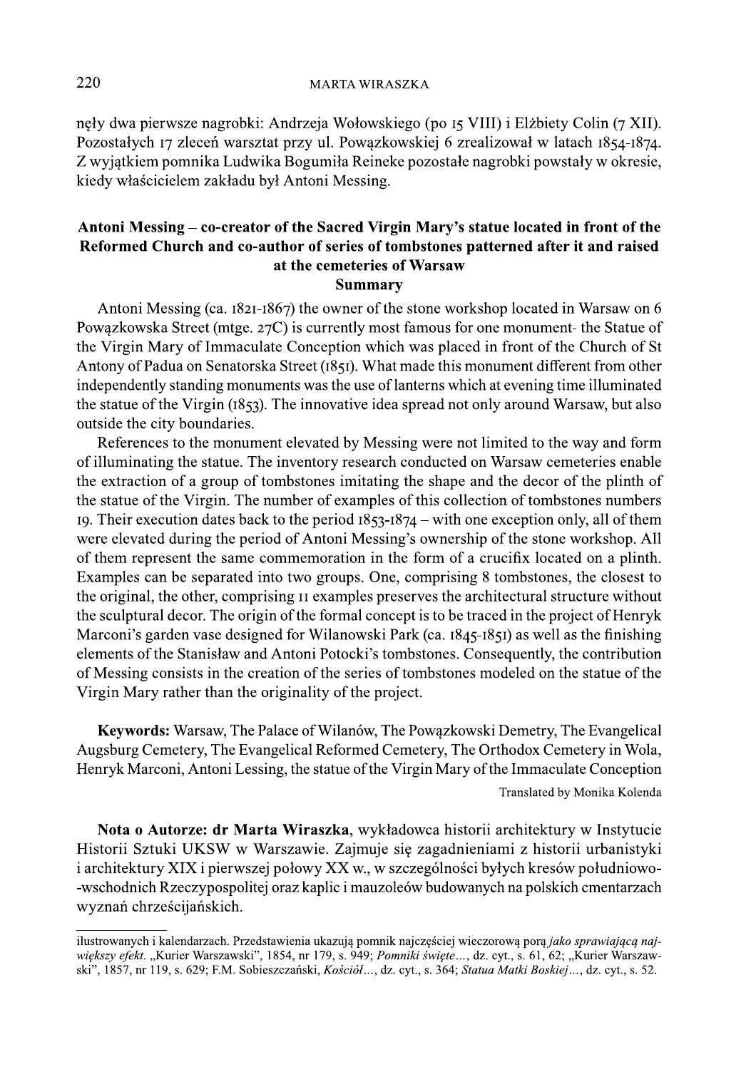nęły dwa pierwsze nagrobki: Andrzeja Wołowskiego (po 15 VIII) i Elżbiety Colin (7 XII). Pozostałych 17 zleceń warsztat przy ul. Powązkowskiej 6 zrealizował w latach 1854-1874. Z wyjątkiem pomnika Ludwika Bogumiła Reineke pozostałe nagrobki powstały w okresie, kiedy właścicielem zakładu był Antoni Messing.

## Antoni Messing – co-creator of the Sacred Virgin Mary's statue located in front of the Reformed Church and co-author of series of tombstones patterned after it and raised at the cemeteries of Warsaw

### Summary

Antoni Messing (ca. 1821-1867) the owner of the stone workshop located in Warsaw on 6 Powązkowska Street (mtge. 27C) is currently most famous for one monument- the Statue of the Virgin Mary of Immaculate Conception which was placed in front of the Church of St Antony of Padua on Senatorska Street (1851). What made this monument different from other independently standing monuments was the use of lanterns which at evening time illuminated the statue of the Virgin (1853). The innovative idea spread not only around Warsaw, but also outside the city boundaries.

References to the monument elevated by Messing were not limited to the way and form of illuminating the statue. The inventory research conducted on Warsaw cemeteries enable the extraction of a group of tombstones imitating the shape and the decor of the plinth of the statue of the Virgin. The number of examples of this collection of tombstones numbers 19. Their execution dates back to the period 1853-1874 – with one exception only, all of them were elevated during the period of Antoni Messing's ownership of the stone workshop. All of them represent the same commemoration in the form of a crucifix located on a plinth. Examples can be separated into two groups. One, comprising 8 tombstones, the closest to the original, the other, comprising 11 examples preserves the architectural structure without the sculptural decor. The origin of the formal concept is to be traced in the project of Henryk Marconi's garden vase designed for Wilanowski Park (ca. 1845-1851) as well as the finishing elements of the Stanisław and Antoni Potocki's tombstones. Consequently, the contribution of Messing consists in the creation of the series of tombstones modeled on the statue of the Virgin Mary rather than the originality of the project.

**Keywords:** Warsaw, The Palace of Wilanów, The Powązkowski Demetry, The Evangelical Augsburg Cemetery, The Evangelical Reformed Cemetery, The Orthodox Cemetery in Wola, Henryk Marconi, Antoni Lessing, the statue of the Virgin Mary of the Immaculate Conception

Translated by Monika Kolenda

**Nota o Autorze: dr Marta Wiraszka**, wykładowca historii architektury w Instytucie Historii Sztuki UKSW w Warszawie. Zajmuje się zagadnieniami z historii urbanistyki i architektury XIX i pierwszej połowy XX w., w szczególności byłych kresów południowo--wschodnich Rzeczypospolitej oraz kaplic i mauzoleów budowanych na polskich cmentarzach wyznań chrześcijańskich.

---

ilustrowanych i kalendarzach. Przedstawienia ukazują pomnik najczęściej wieczorową porą *jako sprawiającą największy efekt*. „Kurier Warszawski", 1854, nr 179, s. 949; *Pomniki święte*..., dz. cyt., s. 61, 62; „Kurier Warszawski", 1857, nr 119, s. 629; F.M. Sobieszczański, *Kościół*..., dz. cyt., s. 364; *Statua Matki Boskiej*..., dz. cyt., s. 52.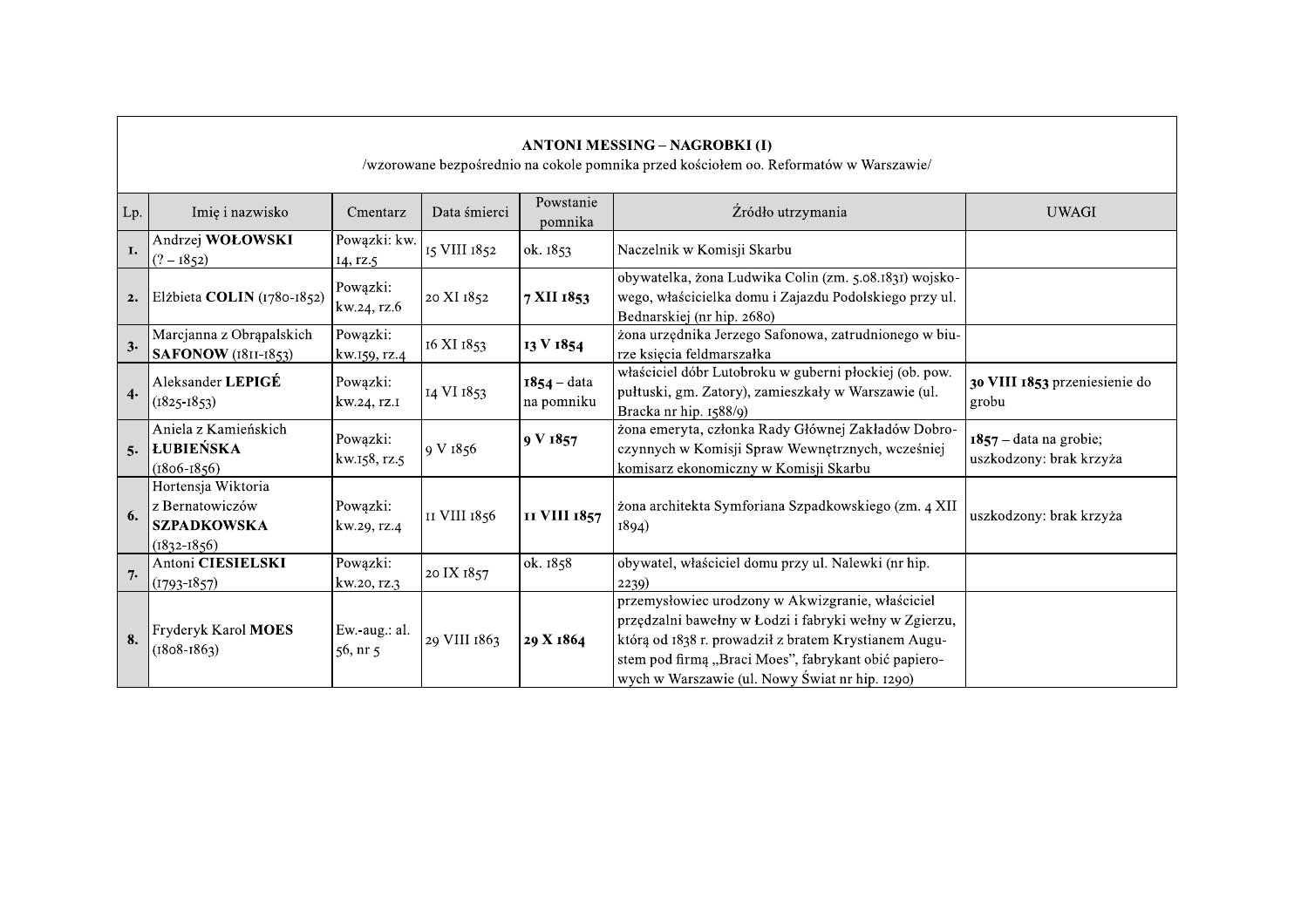| ANTONI MESSING – NAGROBKI (I) /wzorowane bezpośrednio na cokole pomnika przed kościołem oo. Reformatów w Warszawie/ | | | | | | |
|---|---|---|---|---|---|---|
| Lp. | Imię i nazwisko | Cmentarz | Data śmierci | Powstanie pomnika | Źródło utrzymania | UWAGI |
| 1. | Andrzej **WOŁOWSKI** (? – 1852) | Powązki: kw. 14, rz.5 | 15 VIII 1852 | ok. 1853 | Naczelnik w Komisji Skarbu | |
| 2. | Elżbieta **COLIN** (1780-1852) | Powązki: kw.24, rz.6 | 20 XI 1852 | **7 XII 1853** | obywatelka, żona Ludwika Colin (zm. 5.08.1831) wojskowego, właścicielka domu i Zajazdu Podolskiego przy ul. Bednarskiej (nr hip. 2680) | |
| 3. | Marcjanna z Obrąpalskich **SAFONOW** (1811-1853) | Powązki: kw.159, rz.4 | 16 XI 1853 | **13 V 1854** | żona urzędnika Jerzego Safonowa, zatrudnionego w biurze księcia feldmarszałka | |
| 4. | Aleksander **LEPIGÉ** (1825-1853) | Powązki: kw.24, rz.1 | 14 VI 1853 | **1854** – data na pomniku | właściciel dóbr Lutobroku w guberni płockiej (ob. pow. pułtuski, gm. Zatory), zamieszkały w Warszawie (ul. Bracka nr hip. 1588/9) | **30 VIII 1853** przeniesienie do grobu |
| 5. | Aniela z Kamieńskich **ŁUBIEŃSKA** (1806-1856) | Powązki: kw.158, rz.5 | 9 V 1856 | **9 V 1857** | żona emeryta, członka Rady Głównej Zakładów Dobroczynnych w Komisji Spraw Wewnętrznych, wcześniej komisarz ekonomiczny w Komisji Skarbu | **1857** – data na grobie; uszkodzony: brak krzyża |
| 6. | Hortensja Wiktoria z Bernatowiczów **SZPADKOWSKA** (1832-1856) | Powązki: kw.29, rz.4 | 11 VIII 1856 | **11 VIII 1857** | żona architekta Symforiana Szpadkowskiego (zm. 4 XII 1894) | uszkodzony: brak krzyża |
| 7. | Antoni **CIESIELSKI** (1793-1857) | Powązki: kw.20, rz.3 | 20 IX 1857 | ok. 1858 | obywatel, właściciel domu przy ul. Nalewki (nr hip. 2239) | |
| 8. | Fryderyk Karol **MOES** (1808-1863) | Ew.-aug.: al. 56, nr 5 | 29 VIII 1863 | **29 X 1864** | przemysłowiec urodzony w Akwizgranie, właściciel przędzalni bawełny w Łodzi i fabryki wełny w Zgierzu, którą od 1838 r. prowadził z bratem Krystianem Augustem pod firmą „Braci Moes", fabrykant obić papierowych w Warszawie (ul. Nowy Świat nr hip. 1290) | |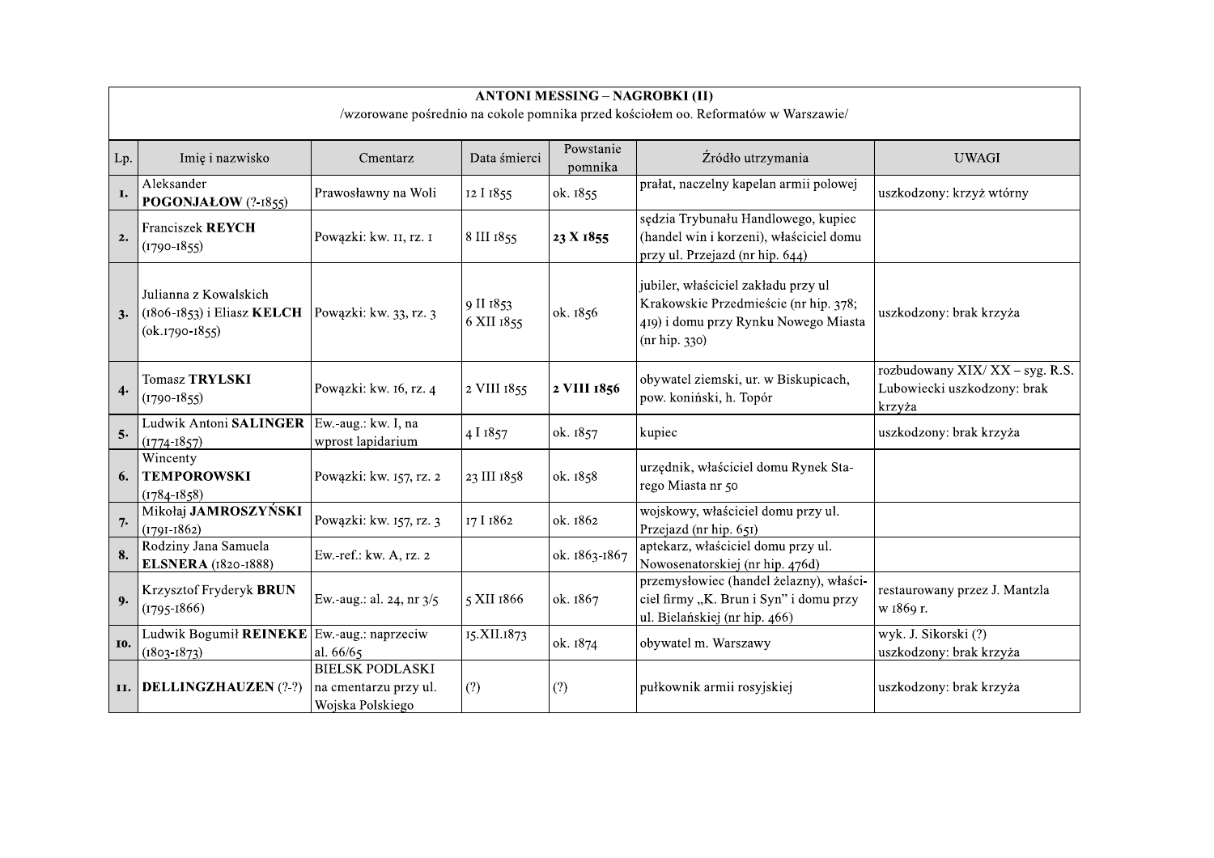| ANTONI MESSING – NAGROBKI (II) /wzorowane pośrednio na cokole pomnika przed kościołem oo. Reformatów w Warszawie/ | | | | | | |
|---|---|---|---|---|---|---|
| Lp. | Imię i nazwisko | Cmentarz | Data śmierci | Powstanie pomnika | Źródło utrzymania | UWAGI |
| **1.** | Aleksander **POGONJAŁOW** (?-1855) | Prawosławny na Woli | 12 I 1855 | ok. 1855 | prałat, naczelny kapelan armii polowej | uszkodzony: krzyż wtórny |
| **2.** | Franciszek **REYCH** (1790-1855) | Powązki: kw. II, rz. I | 8 III 1855 | **23 X 1855** | sędzia Trybunału Handlowego, kupiec (handel win i korzeni), właściciel domu przy ul. Przejazd (nr hip. 644) | |
| **3.** | Julianna z Kowalskich (1806-1853) i Eliasz **KELCH** (ok.1790-1855) | Powązki: kw. 33, rz. 3 | 9 II 1853<br>6 XII 1855 | ok. 1856 | jubiler, właściciel zakładu przy ul Krakowskie Przedmieście (nr hip. 378; 419) i domu przy Rynku Nowego Miasta (nr hip. 330) | uszkodzony: brak krzyża |
| **4.** | Tomasz **TRYLSKI** (1790-1855) | Powązki: kw. 16, rz. 4 | 2 VIII 1855 | **2 VIII 1856** | obywatel ziemski, ur. w Biskupicach, pow. koniński, h. Topór | rozbudowany XIX/ XX – syg. R.S. Lubowiecki uszkodzony: brak krzyża |
| **5.** | Ludwik Antoni **SALINGER** (1774-1857) | Ew.-aug.: kw. I, na wprost lapidarium | 4 I 1857 | ok. 1857 | kupiec | uszkodzony: brak krzyża |
| **6.** | Wincenty **TEMPOROWSKI** (1784-1858) | Powązki: kw. 157, rz. 2 | 23 III 1858 | ok. 1858 | urzędnik, właściciel domu Rynek Starego Miasta nr 50 | |
| **7.** | Mikołaj **JAMROSZYŃSKI** (1791-1862) | Powązki: kw. 157, rz. 3 | 17 I 1862 | ok. 1862 | wojskowy, właściciel domu przy ul. Przejazd (nr hip. 651) | |
| **8.** | Rodziny Jana Samuela **ELSNERA** (1820-1888) | Ew.-ref.: kw. A, rz. 2 | | ok. 1863-1867 | aptekarz, właściciel domu przy ul. Nowosenatorskiej (nr hip. 476d) | |
| **9.** | Krzysztof Fryderyk **BRUN** (1795-1866) | Ew.-aug.: al. 24, nr 3/5 | 5 XII 1866 | ok. 1867 | przemysłowiec (handel żelazny), właściciel firmy „K. Brun i Syn" i domu przy ul. Bielańskiej (nr hip. 466) | restaurowany przez J. Mantzla w 1869 r. |
| **10.** | Ludwik Bogumił **REINEKE** (1803-1873) | Ew.-aug.: naprzeciw al. 66/65 | 15.XII.1873 | ok. 1874 | obywatel m. Warszawy | wyk. J. Sikorski (?) uszkodzony: brak krzyża |
| **11.** | **DELLINGZHAUZEN** (?-?) | BIELSK PODLASKI na cmentarzu przy ul. Wojska Polskiego | (?) | (?) | pułkownik armii rosyjskiej | uszkodzony: brak krzyża |